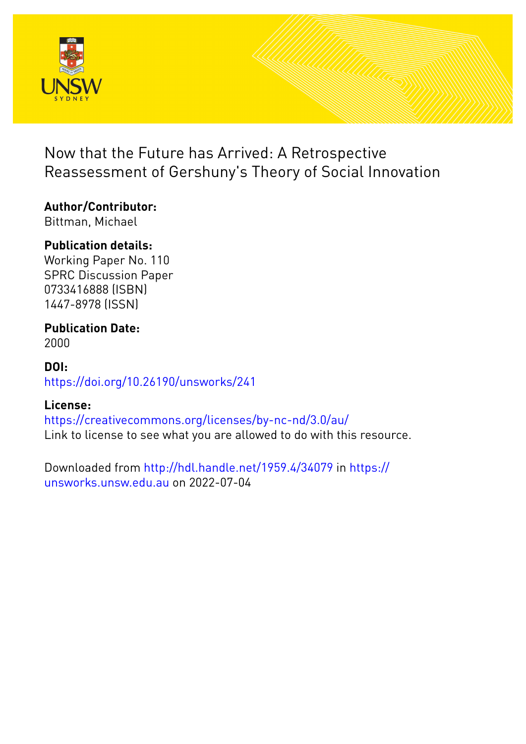# Now that the Future has Arrived: A Retrospective Reassessment of Gershuny's Theory of Social Innovation

**Author/Contributor:**
Bittman, Michael

**Publication details:**
Working Paper No. 110
SPRC Discussion Paper
0733416888 (ISBN)
1447-8978 (ISSN)

**Publication Date:**
2000

**DOI:**
https://doi.org/10.26190/unsworks/241

**License:**
https://creativecommons.org/licenses/by-nc-nd/3.0/au/
Link to license to see what you are allowed to do with this resource.

Downloaded from http://hdl.handle.net/1959.4/34079 in https://unsworks.unsw.edu.au on 2022-07-04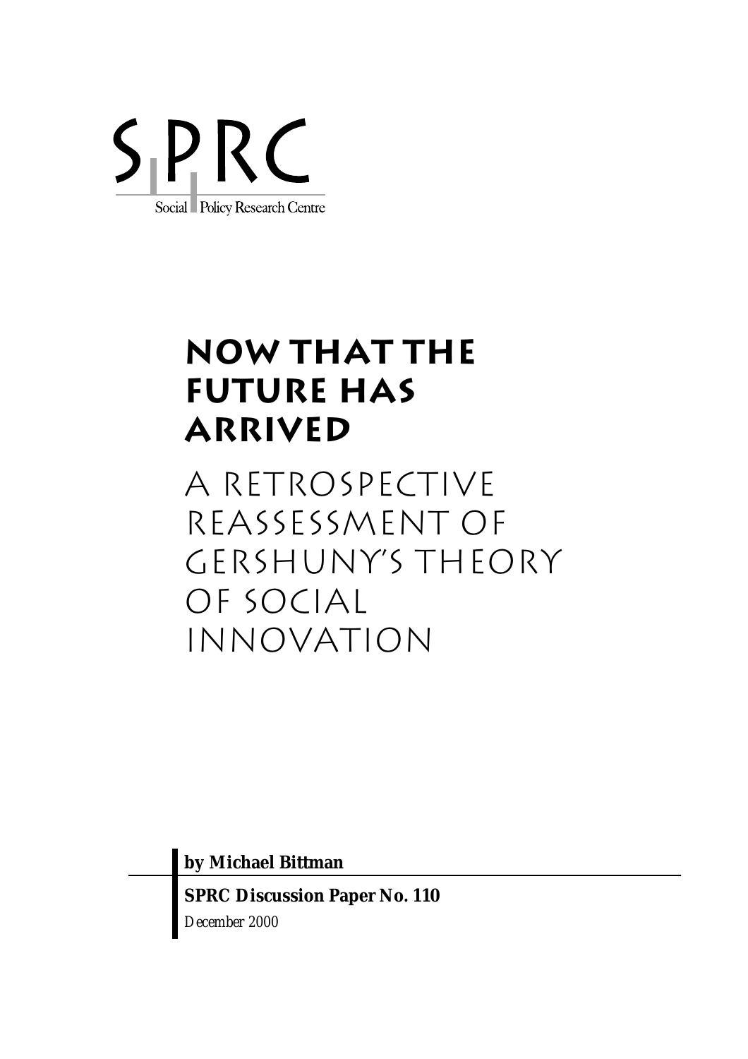SPRC

Social Policy Research Centre

# NOW THAT THE FUTURE HAS ARRIVED

## A RETROSPECTIVE REASSESSMENT OF GERSHUNY'S THEORY OF SOCIAL INNOVATION

**by Michael Bittman**

**SPRC Discussion Paper No. 110**

*December 2000*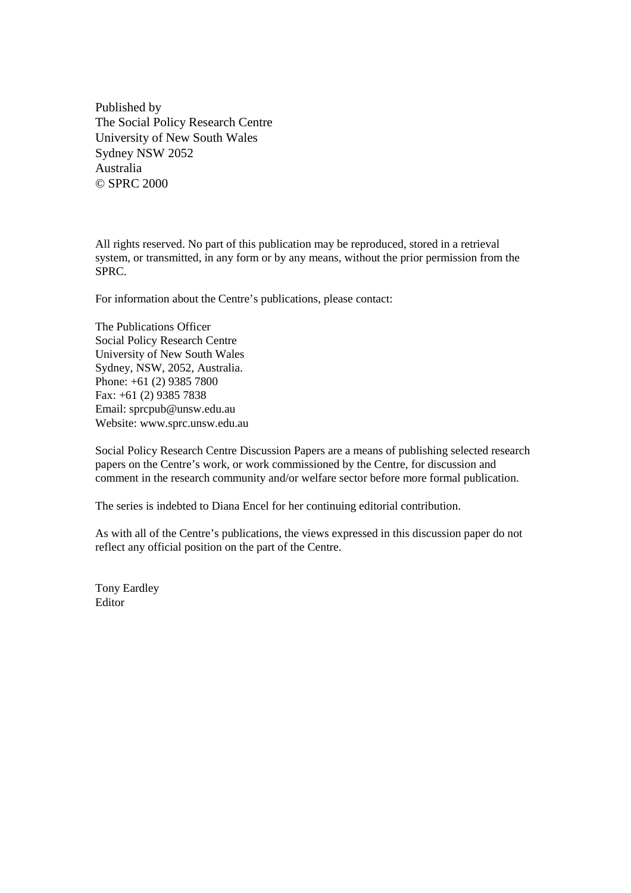Published by
The Social Policy Research Centre
University of New South Wales
Sydney NSW 2052
Australia
© SPRC 2000

All rights reserved. No part of this publication may be reproduced, stored in a retrieval system, or transmitted, in any form or by any means, without the prior permission from the SPRC.

For information about the Centre's publications, please contact:

The Publications Officer
Social Policy Research Centre
University of New South Wales
Sydney, NSW, 2052, Australia.
Phone: +61 (2) 9385 7800
Fax: +61 (2) 9385 7838
Email: sprcpub@unsw.edu.au
Website: www.sprc.unsw.edu.au

Social Policy Research Centre Discussion Papers are a means of publishing selected research papers on the Centre's work, or work commissioned by the Centre, for discussion and comment in the research community and/or welfare sector before more formal publication.

The series is indebted to Diana Encel for her continuing editorial contribution.

As with all of the Centre's publications, the views expressed in this discussion paper do not reflect any official position on the part of the Centre.

Tony Eardley
Editor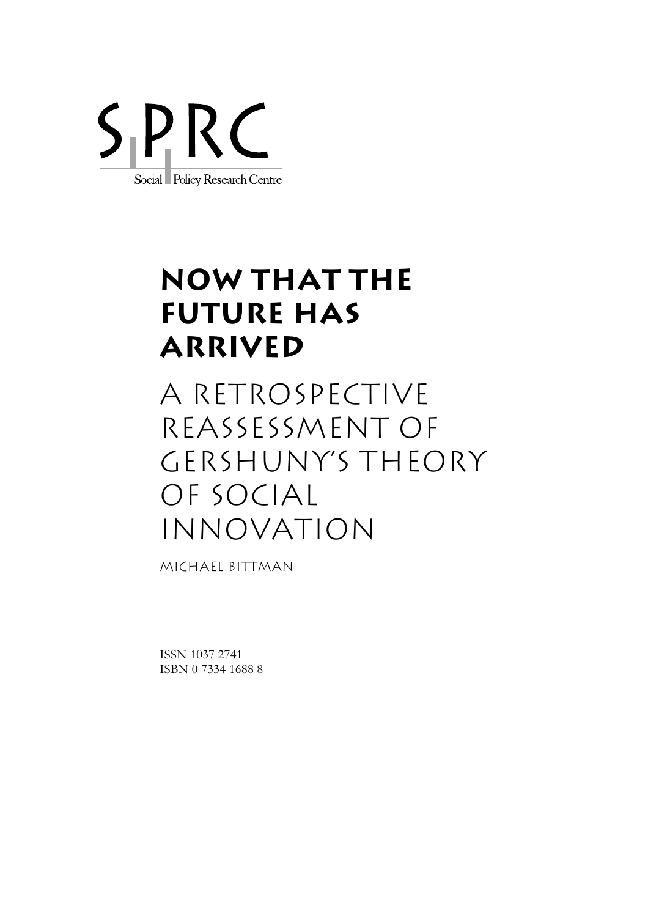SPRC

Social Policy Research Centre

# NOW THAT THE FUTURE HAS ARRIVED

## A RETROSPECTIVE REASSESSMENT OF GERSHUNY'S THEORY OF SOCIAL INNOVATION

MICHAEL BITTMAN

ISSN 1037 2741
ISBN 0 7334 1688 8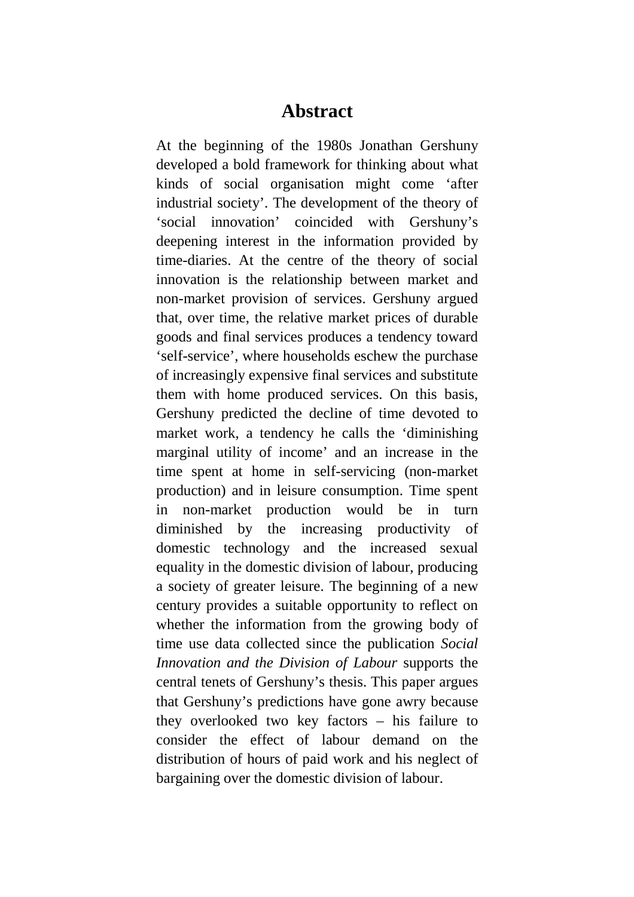# Abstract

At the beginning of the 1980s Jonathan Gershuny developed a bold framework for thinking about what kinds of social organisation might come 'after industrial society'. The development of the theory of 'social innovation' coincided with Gershuny's deepening interest in the information provided by time-diaries. At the centre of the theory of social innovation is the relationship between market and non-market provision of services. Gershuny argued that, over time, the relative market prices of durable goods and final services produces a tendency toward 'self-service', where households eschew the purchase of increasingly expensive final services and substitute them with home produced services. On this basis, Gershuny predicted the decline of time devoted to market work, a tendency he calls the 'diminishing marginal utility of income' and an increase in the time spent at home in self-servicing (non-market production) and in leisure consumption. Time spent in non-market production would be in turn diminished by the increasing productivity of domestic technology and the increased sexual equality in the domestic division of labour, producing a society of greater leisure. The beginning of a new century provides a suitable opportunity to reflect on whether the information from the growing body of time use data collected since the publication *Social Innovation and the Division of Labour* supports the central tenets of Gershuny's thesis. This paper argues that Gershuny's predictions have gone awry because they overlooked two key factors – his failure to consider the effect of labour demand on the distribution of hours of paid work and his neglect of bargaining over the domestic division of labour.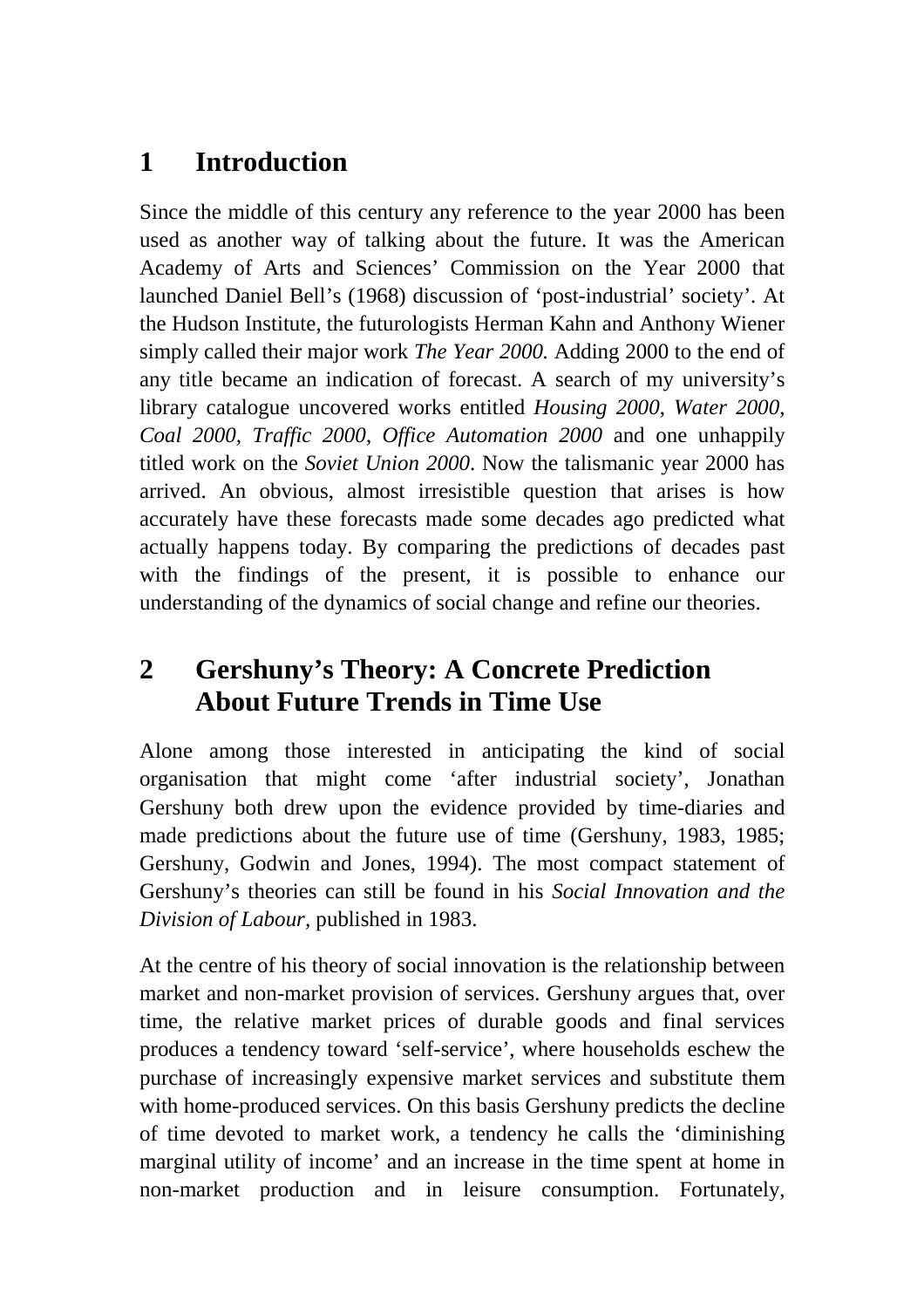# 1 Introduction

Since the middle of this century any reference to the year 2000 has been used as another way of talking about the future. It was the American Academy of Arts and Sciences' Commission on the Year 2000 that launched Daniel Bell's (1968) discussion of 'post-industrial' society'. At the Hudson Institute, the futurologists Herman Kahn and Anthony Wiener simply called their major work *The Year 2000.* Adding 2000 to the end of any title became an indication of forecast. A search of my university's library catalogue uncovered works entitled *Housing 2000*, *Water 2000, Coal 2000, Traffic 2000*, *Office Automation 2000* and one unhappily titled work on the *Soviet Union 2000*. Now the talismanic year 2000 has arrived. An obvious, almost irresistible question that arises is how accurately have these forecasts made some decades ago predicted what actually happens today. By comparing the predictions of decades past with the findings of the present, it is possible to enhance our understanding of the dynamics of social change and refine our theories.

# 2 Gershuny's Theory: A Concrete Prediction About Future Trends in Time Use

Alone among those interested in anticipating the kind of social organisation that might come 'after industrial society', Jonathan Gershuny both drew upon the evidence provided by time-diaries and made predictions about the future use of time (Gershuny, 1983, 1985; Gershuny, Godwin and Jones, 1994). The most compact statement of Gershuny's theories can still be found in his *Social Innovation and the Division of Labour*, published in 1983.

At the centre of his theory of social innovation is the relationship between market and non-market provision of services. Gershuny argues that, over time, the relative market prices of durable goods and final services produces a tendency toward 'self-service', where households eschew the purchase of increasingly expensive market services and substitute them with home-produced services. On this basis Gershuny predicts the decline of time devoted to market work, a tendency he calls the 'diminishing marginal utility of income' and an increase in the time spent at home in non-market production and in leisure consumption. Fortunately,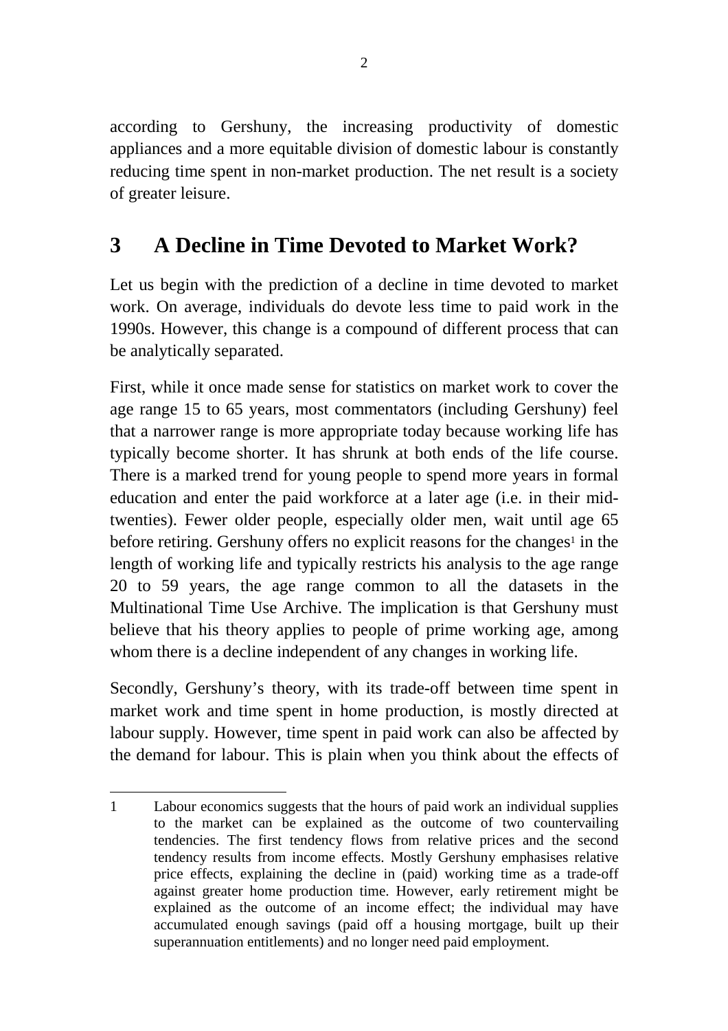according to Gershuny, the increasing productivity of domestic appliances and a more equitable division of domestic labour is constantly reducing time spent in non-market production. The net result is a society of greater leisure.

## 3 A Decline in Time Devoted to Market Work?

Let us begin with the prediction of a decline in time devoted to market work. On average, individuals do devote less time to paid work in the 1990s. However, this change is a compound of different process that can be analytically separated.

First, while it once made sense for statistics on market work to cover the age range 15 to 65 years, most commentators (including Gershuny) feel that a narrower range is more appropriate today because working life has typically become shorter. It has shrunk at both ends of the life course. There is a marked trend for young people to spend more years in formal education and enter the paid workforce at a later age (i.e. in their mid-twenties). Fewer older people, especially older men, wait until age 65 before retiring. Gershuny offers no explicit reasons for the changes[1] in the length of working life and typically restricts his analysis to the age range 20 to 59 years, the age range common to all the datasets in the Multinational Time Use Archive. The implication is that Gershuny must believe that his theory applies to people of prime working age, among whom there is a decline independent of any changes in working life.

Secondly, Gershuny's theory, with its trade-off between time spent in market work and time spent in home production, is mostly directed at labour supply. However, time spent in paid work can also be affected by the demand for labour. This is plain when you think about the effects of

---

1 Labour economics suggests that the hours of paid work an individual supplies to the market can be explained as the outcome of two countervailing tendencies. The first tendency flows from relative prices and the second tendency results from income effects. Mostly Gershuny emphasises relative price effects, explaining the decline in (paid) working time as a trade-off against greater home production time. However, early retirement might be explained as the outcome of an income effect; the individual may have accumulated enough savings (paid off a housing mortgage, built up their superannuation entitlements) and no longer need paid employment.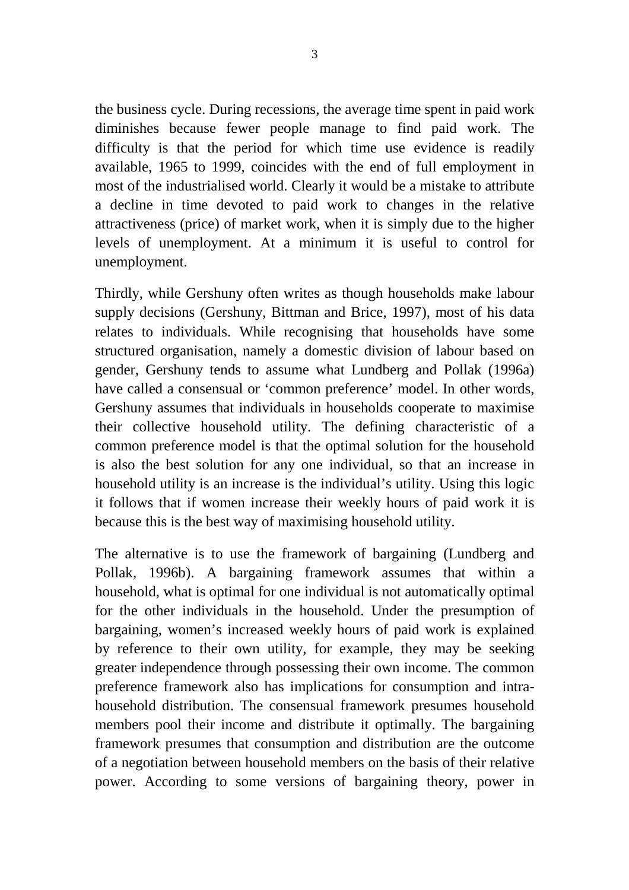the business cycle. During recessions, the average time spent in paid work diminishes because fewer people manage to find paid work. The difficulty is that the period for which time use evidence is readily available, 1965 to 1999, coincides with the end of full employment in most of the industrialised world. Clearly it would be a mistake to attribute a decline in time devoted to paid work to changes in the relative attractiveness (price) of market work, when it is simply due to the higher levels of unemployment. At a minimum it is useful to control for unemployment.

Thirdly, while Gershuny often writes as though households make labour supply decisions (Gershuny, Bittman and Brice, 1997), most of his data relates to individuals. While recognising that households have some structured organisation, namely a domestic division of labour based on gender, Gershuny tends to assume what Lundberg and Pollak (1996a) have called a consensual or 'common preference' model. In other words, Gershuny assumes that individuals in households cooperate to maximise their collective household utility. The defining characteristic of a common preference model is that the optimal solution for the household is also the best solution for any one individual, so that an increase in household utility is an increase is the individual's utility. Using this logic it follows that if women increase their weekly hours of paid work it is because this is the best way of maximising household utility.

The alternative is to use the framework of bargaining (Lundberg and Pollak, 1996b). A bargaining framework assumes that within a household, what is optimal for one individual is not automatically optimal for the other individuals in the household. Under the presumption of bargaining, women's increased weekly hours of paid work is explained by reference to their own utility, for example, they may be seeking greater independence through possessing their own income. The common preference framework also has implications for consumption and intra-household distribution. The consensual framework presumes household members pool their income and distribute it optimally. The bargaining framework presumes that consumption and distribution are the outcome of a negotiation between household members on the basis of their relative power. According to some versions of bargaining theory, power in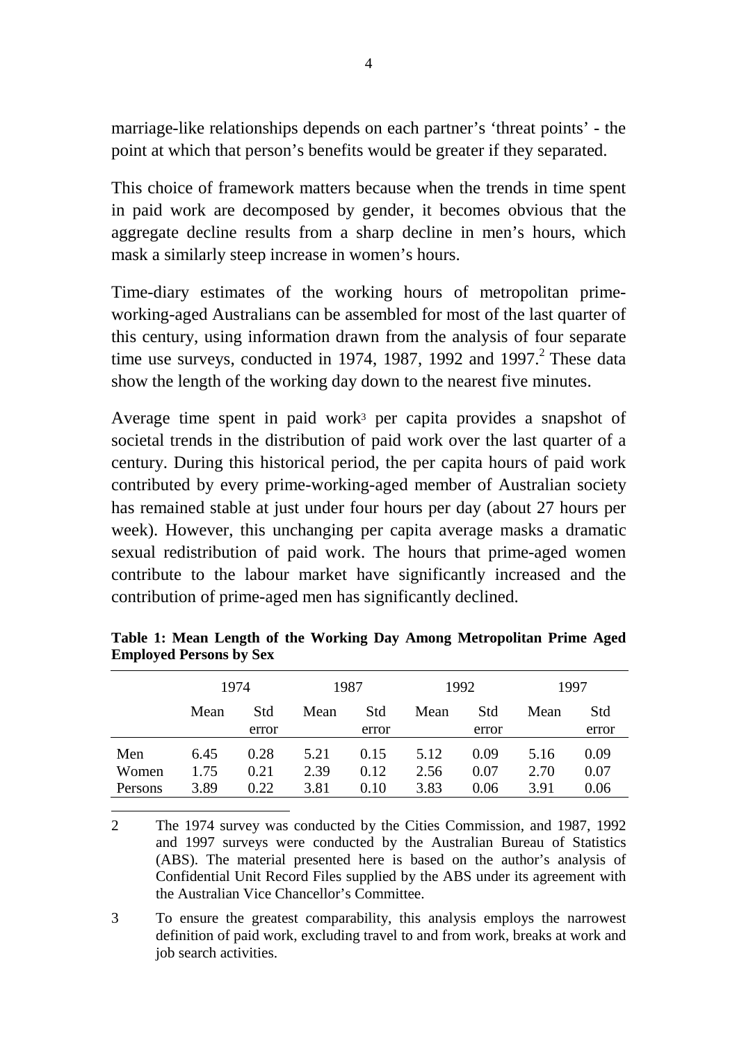marriage-like relationships depends on each partner's 'threat points' - the point at which that person's benefits would be greater if they separated.

This choice of framework matters because when the trends in time spent in paid work are decomposed by gender, it becomes obvious that the aggregate decline results from a sharp decline in men's hours, which mask a similarly steep increase in women's hours.

Time-diary estimates of the working hours of metropolitan prime-working-aged Australians can be assembled for most of the last quarter of this century, using information drawn from the analysis of four separate time use surveys, conducted in 1974, 1987, 1992 and 1997.[2] These data show the length of the working day down to the nearest five minutes.

Average time spent in paid work[3] per capita provides a snapshot of societal trends in the distribution of paid work over the last quarter of a century. During this historical period, the per capita hours of paid work contributed by every prime-working-aged member of Australian society has remained stable at just under four hours per day (about 27 hours per week). However, this unchanging per capita average masks a dramatic sexual redistribution of paid work. The hours that prime-aged women contribute to the labour market have significantly increased and the contribution of prime-aged men has significantly declined.

**Table 1: Mean Length of the Working Day Among Metropolitan Prime Aged Employed Persons by Sex**

| | 1974 | | 1987 | | 1992 | | 1997 | |
|---|---|---|---|---|---|---|---|---|
| | Mean | Std error | Mean | Std error | Mean | Std error | Mean | Std error |
| Men | 6.45 | 0.28 | 5.21 | 0.15 | 5.12 | 0.09 | 5.16 | 0.09 |
| Women | 1.75 | 0.21 | 2.39 | 0.12 | 2.56 | 0.07 | 2.70 | 0.07 |
| Persons | 3.89 | 0.22 | 3.81 | 0.10 | 3.83 | 0.06 | 3.91 | 0.06 |

2 The 1974 survey was conducted by the Cities Commission, and 1987, 1992 and 1997 surveys were conducted by the Australian Bureau of Statistics (ABS). The material presented here is based on the author's analysis of Confidential Unit Record Files supplied by the ABS under its agreement with the Australian Vice Chancellor's Committee.

3 To ensure the greatest comparability, this analysis employs the narrowest definition of paid work, excluding travel to and from work, breaks at work and job search activities.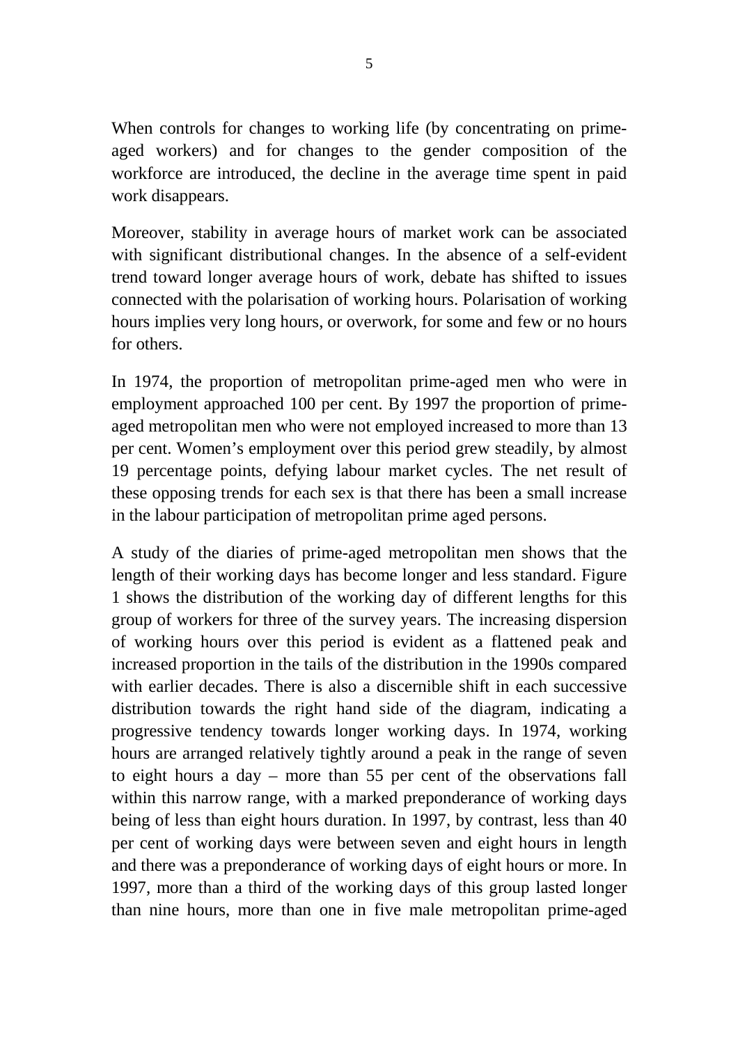When controls for changes to working life (by concentrating on prime-aged workers) and for changes to the gender composition of the workforce are introduced, the decline in the average time spent in paid work disappears.

Moreover, stability in average hours of market work can be associated with significant distributional changes. In the absence of a self-evident trend toward longer average hours of work, debate has shifted to issues connected with the polarisation of working hours. Polarisation of working hours implies very long hours, or overwork, for some and few or no hours for others.

In 1974, the proportion of metropolitan prime-aged men who were in employment approached 100 per cent. By 1997 the proportion of prime-aged metropolitan men who were not employed increased to more than 13 per cent. Women's employment over this period grew steadily, by almost 19 percentage points, defying labour market cycles. The net result of these opposing trends for each sex is that there has been a small increase in the labour participation of metropolitan prime aged persons.

A study of the diaries of prime-aged metropolitan men shows that the length of their working days has become longer and less standard. Figure 1 shows the distribution of the working day of different lengths for this group of workers for three of the survey years. The increasing dispersion of working hours over this period is evident as a flattened peak and increased proportion in the tails of the distribution in the 1990s compared with earlier decades. There is also a discernible shift in each successive distribution towards the right hand side of the diagram, indicating a progressive tendency towards longer working days. In 1974, working hours are arranged relatively tightly around a peak in the range of seven to eight hours a day – more than 55 per cent of the observations fall within this narrow range, with a marked preponderance of working days being of less than eight hours duration. In 1997, by contrast, less than 40 per cent of working days were between seven and eight hours in length and there was a preponderance of working days of eight hours or more. In 1997, more than a third of the working days of this group lasted longer than nine hours, more than one in five male metropolitan prime-aged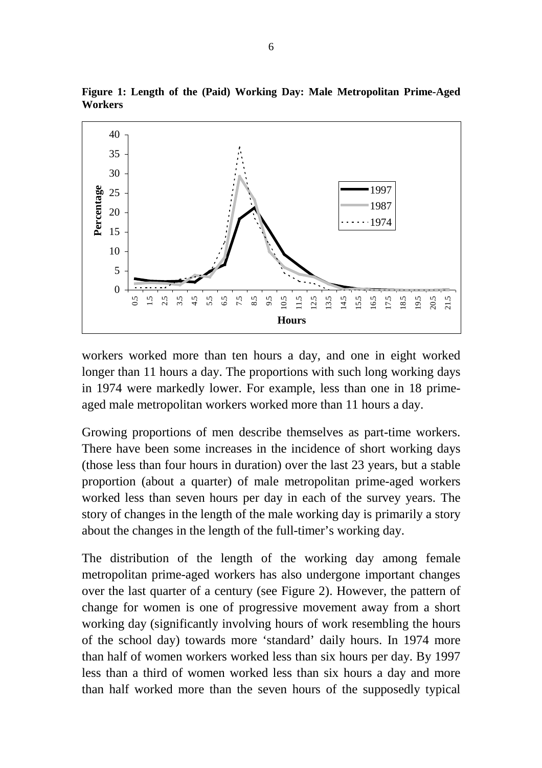**Figure 1: Length of the (Paid) Working Day: Male Metropolitan Prime-Aged Workers**

workers worked more than ten hours a day, and one in eight worked longer than 11 hours a day. The proportions with such long working days in 1974 were markedly lower. For example, less than one in 18 prime-aged male metropolitan workers worked more than 11 hours a day.

Growing proportions of men describe themselves as part-time workers. There have been some increases in the incidence of short working days (those less than four hours in duration) over the last 23 years, but a stable proportion (about a quarter) of male metropolitan prime-aged workers worked less than seven hours per day in each of the survey years. The story of changes in the length of the male working day is primarily a story about the changes in the length of the full-timer's working day.

The distribution of the length of the working day among female metropolitan prime-aged workers has also undergone important changes over the last quarter of a century (see Figure 2). However, the pattern of change for women is one of progressive movement away from a short working day (significantly involving hours of work resembling the hours of the school day) towards more 'standard' daily hours. In 1974 more than half of women workers worked less than six hours per day. By 1997 less than a third of women worked less than six hours a day and more than half worked more than the seven hours of the supposedly typical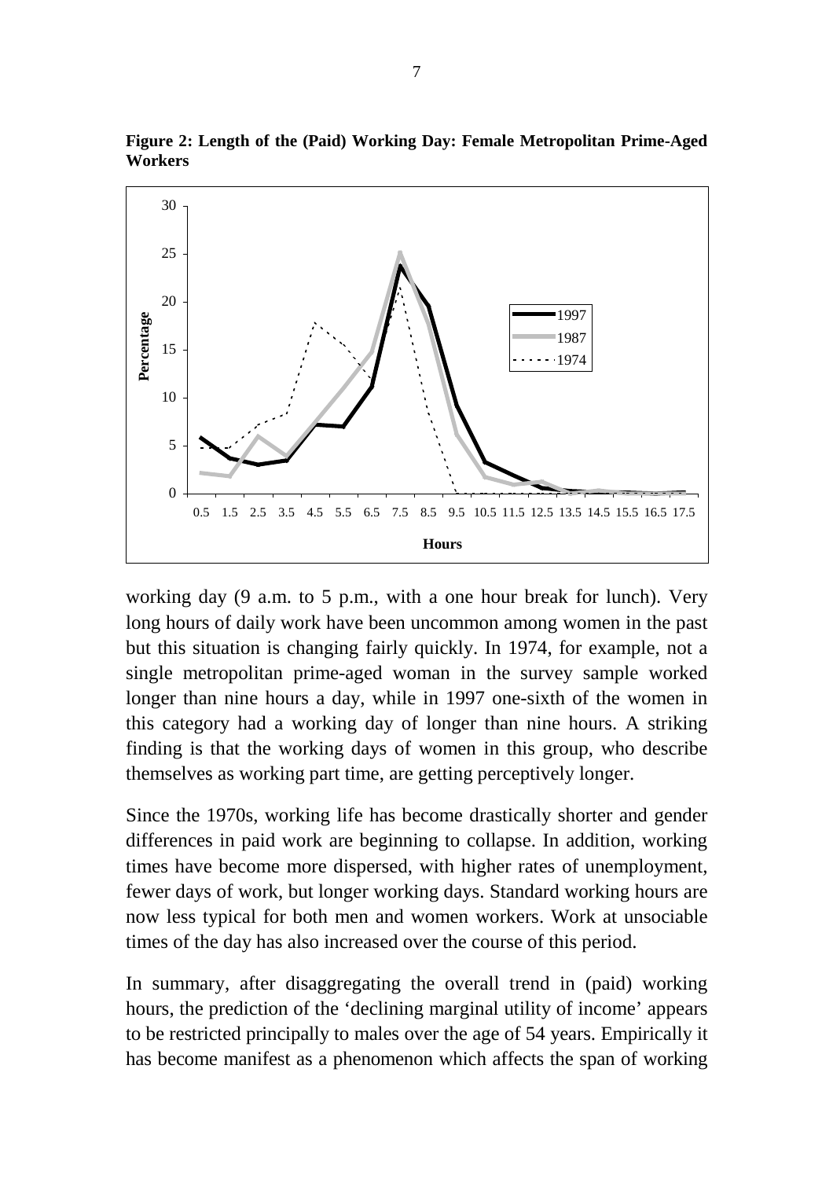**Figure 2: Length of the (Paid) Working Day: Female Metropolitan Prime-Aged Workers**

working day (9 a.m. to 5 p.m., with a one hour break for lunch). Very long hours of daily work have been uncommon among women in the past but this situation is changing fairly quickly. In 1974, for example, not a single metropolitan prime-aged woman in the survey sample worked longer than nine hours a day, while in 1997 one-sixth of the women in this category had a working day of longer than nine hours. A striking finding is that the working days of women in this group, who describe themselves as working part time, are getting perceptively longer.

Since the 1970s, working life has become drastically shorter and gender differences in paid work are beginning to collapse. In addition, working times have become more dispersed, with higher rates of unemployment, fewer days of work, but longer working days. Standard working hours are now less typical for both men and women workers. Work at unsociable times of the day has also increased over the course of this period.

In summary, after disaggregating the overall trend in (paid) working hours, the prediction of the 'declining marginal utility of income' appears to be restricted principally to males over the age of 54 years. Empirically it has become manifest as a phenomenon which affects the span of working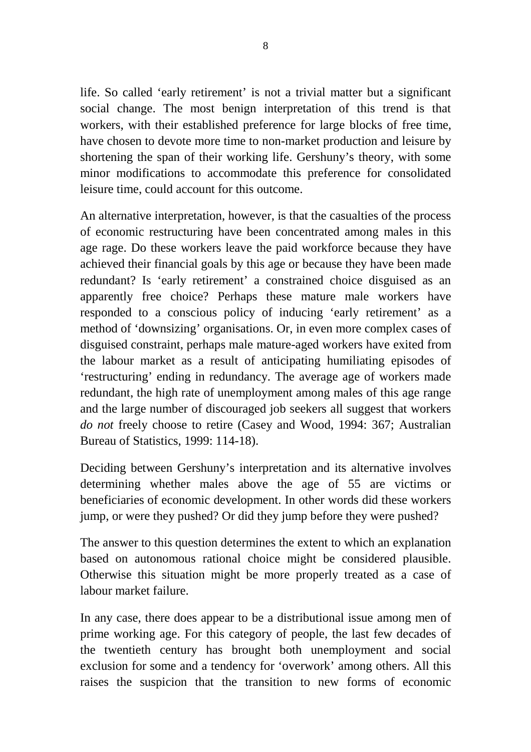life. So called ‘early retirement’ is not a trivial matter but a significant social change. The most benign interpretation of this trend is that workers, with their established preference for large blocks of free time, have chosen to devote more time to non-market production and leisure by shortening the span of their working life. Gershuny’s theory, with some minor modifications to accommodate this preference for consolidated leisure time, could account for this outcome.

An alternative interpretation, however, is that the casualties of the process of economic restructuring have been concentrated among males in this age rage. Do these workers leave the paid workforce because they have achieved their financial goals by this age or because they have been made redundant? Is ‘early retirement’ a constrained choice disguised as an apparently free choice? Perhaps these mature male workers have responded to a conscious policy of inducing ‘early retirement’ as a method of ‘downsizing’ organisations. Or, in even more complex cases of disguised constraint, perhaps male mature-aged workers have exited from the labour market as a result of anticipating humiliating episodes of ‘restructuring’ ending in redundancy. The average age of workers made redundant, the high rate of unemployment among males of this age range and the large number of discouraged job seekers all suggest that workers *do not* freely choose to retire (Casey and Wood, 1994: 367; Australian Bureau of Statistics, 1999: 114-18).

Deciding between Gershuny’s interpretation and its alternative involves determining whether males above the age of 55 are victims or beneficiaries of economic development. In other words did these workers jump, or were they pushed? Or did they jump before they were pushed?

The answer to this question determines the extent to which an explanation based on autonomous rational choice might be considered plausible. Otherwise this situation might be more properly treated as a case of labour market failure.

In any case, there does appear to be a distributional issue among men of prime working age. For this category of people, the last few decades of the twentieth century has brought both unemployment and social exclusion for some and a tendency for ‘overwork’ among others. All this raises the suspicion that the transition to new forms of economic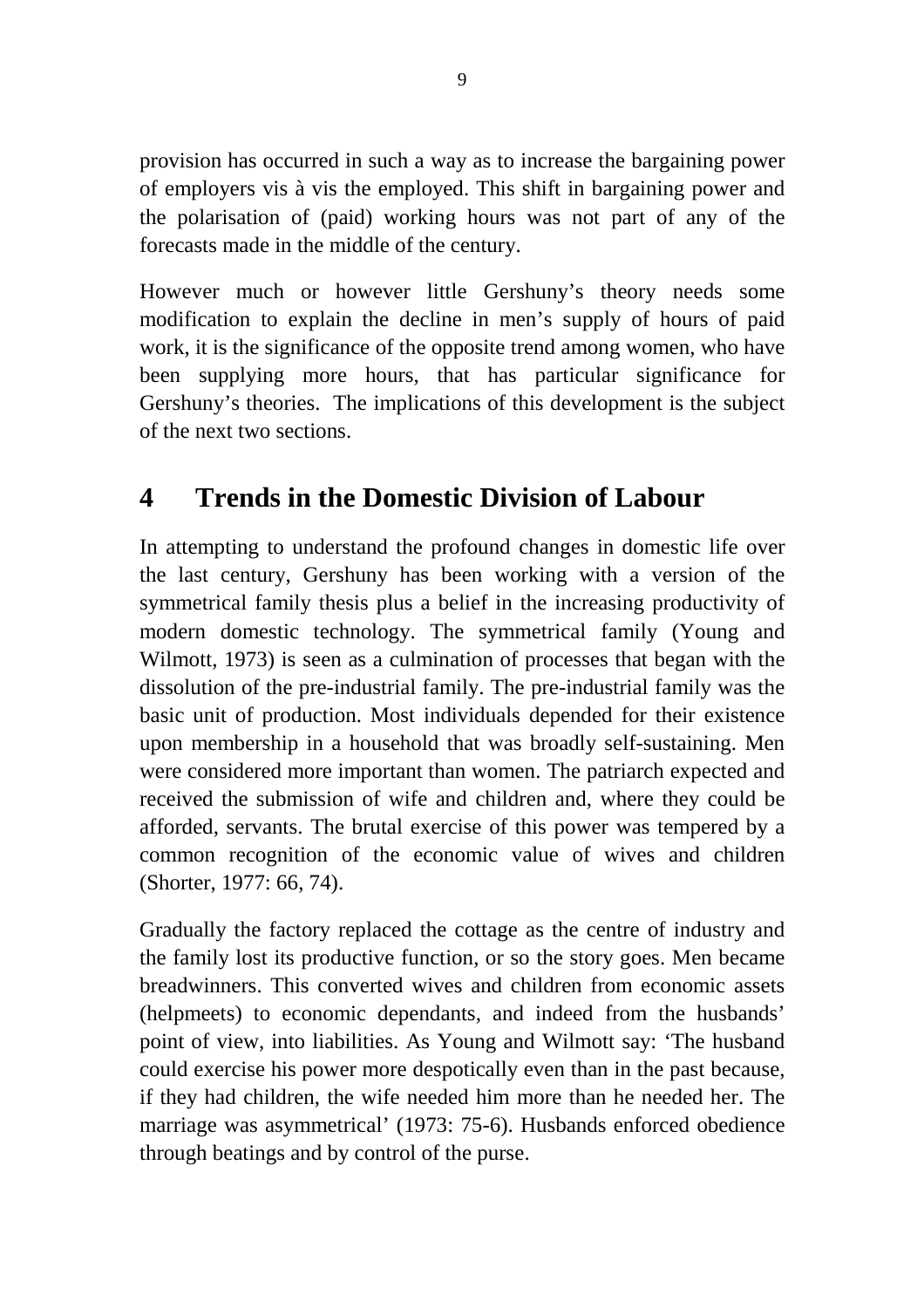provision has occurred in such a way as to increase the bargaining power of employers vis à vis the employed. This shift in bargaining power and the polarisation of (paid) working hours was not part of any of the forecasts made in the middle of the century.

However much or however little Gershuny's theory needs some modification to explain the decline in men's supply of hours of paid work, it is the significance of the opposite trend among women, who have been supplying more hours, that has particular significance for Gershuny's theories. The implications of this development is the subject of the next two sections.

## 4 Trends in the Domestic Division of Labour

In attempting to understand the profound changes in domestic life over the last century, Gershuny has been working with a version of the symmetrical family thesis plus a belief in the increasing productivity of modern domestic technology. The symmetrical family (Young and Wilmott, 1973) is seen as a culmination of processes that began with the dissolution of the pre-industrial family. The pre-industrial family was the basic unit of production. Most individuals depended for their existence upon membership in a household that was broadly self-sustaining. Men were considered more important than women. The patriarch expected and received the submission of wife and children and, where they could be afforded, servants. The brutal exercise of this power was tempered by a common recognition of the economic value of wives and children (Shorter, 1977: 66, 74).

Gradually the factory replaced the cottage as the centre of industry and the family lost its productive function, or so the story goes. Men became breadwinners. This converted wives and children from economic assets (helpmeets) to economic dependants, and indeed from the husbands' point of view, into liabilities. As Young and Wilmott say: 'The husband could exercise his power more despotically even than in the past because, if they had children, the wife needed him more than he needed her. The marriage was asymmetrical' (1973: 75-6). Husbands enforced obedience through beatings and by control of the purse.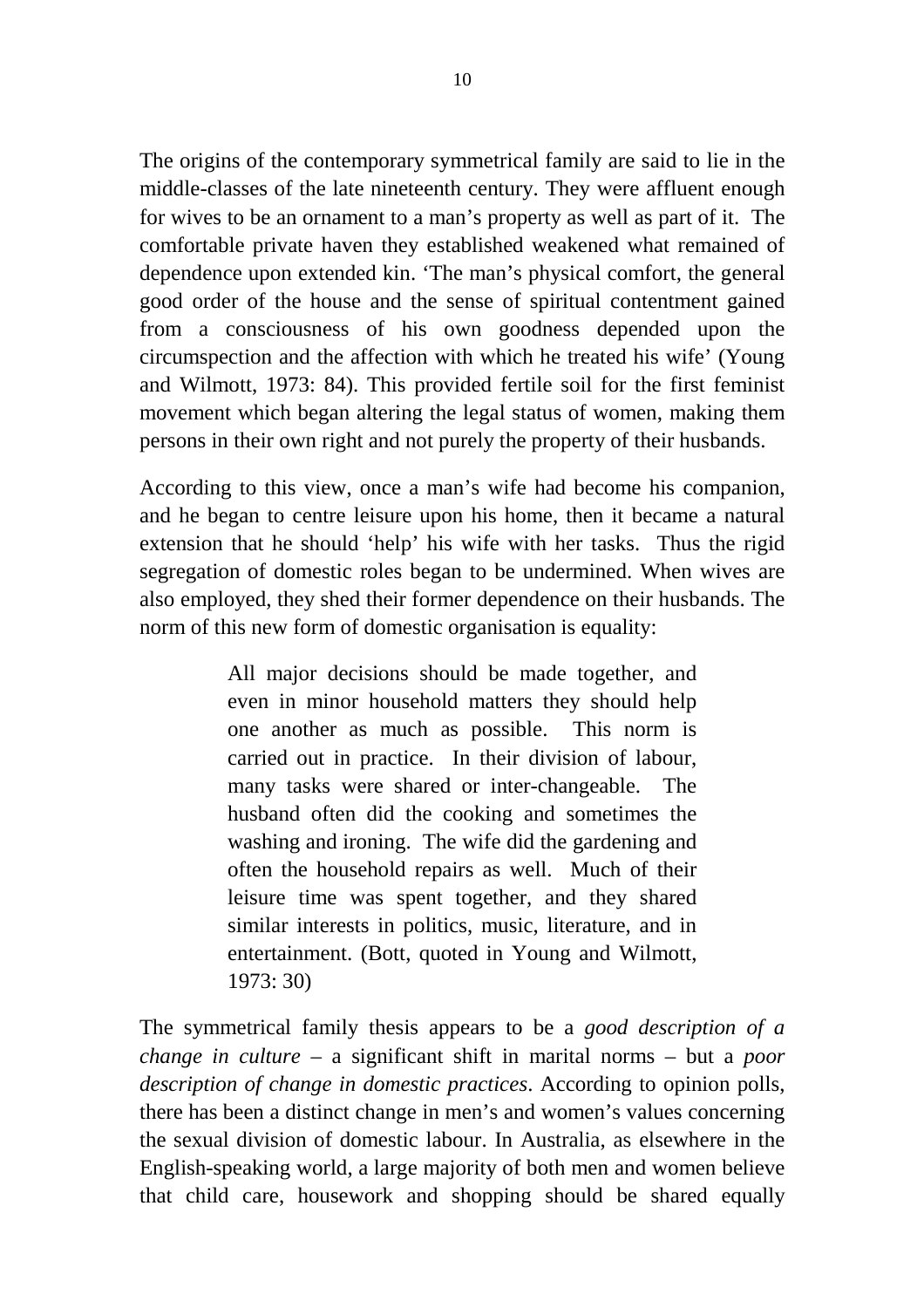The origins of the contemporary symmetrical family are said to lie in the middle-classes of the late nineteenth century. They were affluent enough for wives to be an ornament to a man's property as well as part of it. The comfortable private haven they established weakened what remained of dependence upon extended kin. 'The man's physical comfort, the general good order of the house and the sense of spiritual contentment gained from a consciousness of his own goodness depended upon the circumspection and the affection with which he treated his wife' (Young and Wilmott, 1973: 84). This provided fertile soil for the first feminist movement which began altering the legal status of women, making them persons in their own right and not purely the property of their husbands.

According to this view, once a man's wife had become his companion, and he began to centre leisure upon his home, then it became a natural extension that he should 'help' his wife with her tasks. Thus the rigid segregation of domestic roles began to be undermined. When wives are also employed, they shed their former dependence on their husbands. The norm of this new form of domestic organisation is equality:

> All major decisions should be made together, and even in minor household matters they should help one another as much as possible. This norm is carried out in practice. In their division of labour, many tasks were shared or inter-changeable. The husband often did the cooking and sometimes the washing and ironing. The wife did the gardening and often the household repairs as well. Much of their leisure time was spent together, and they shared similar interests in politics, music, literature, and in entertainment. (Bott, quoted in Young and Wilmott, 1973: 30)

The symmetrical family thesis appears to be a *good description of a change in culture* – a significant shift in marital norms – but a *poor description of change in domestic practices*. According to opinion polls, there has been a distinct change in men's and women's values concerning the sexual division of domestic labour. In Australia, as elsewhere in the English-speaking world, a large majority of both men and women believe that child care, housework and shopping should be shared equally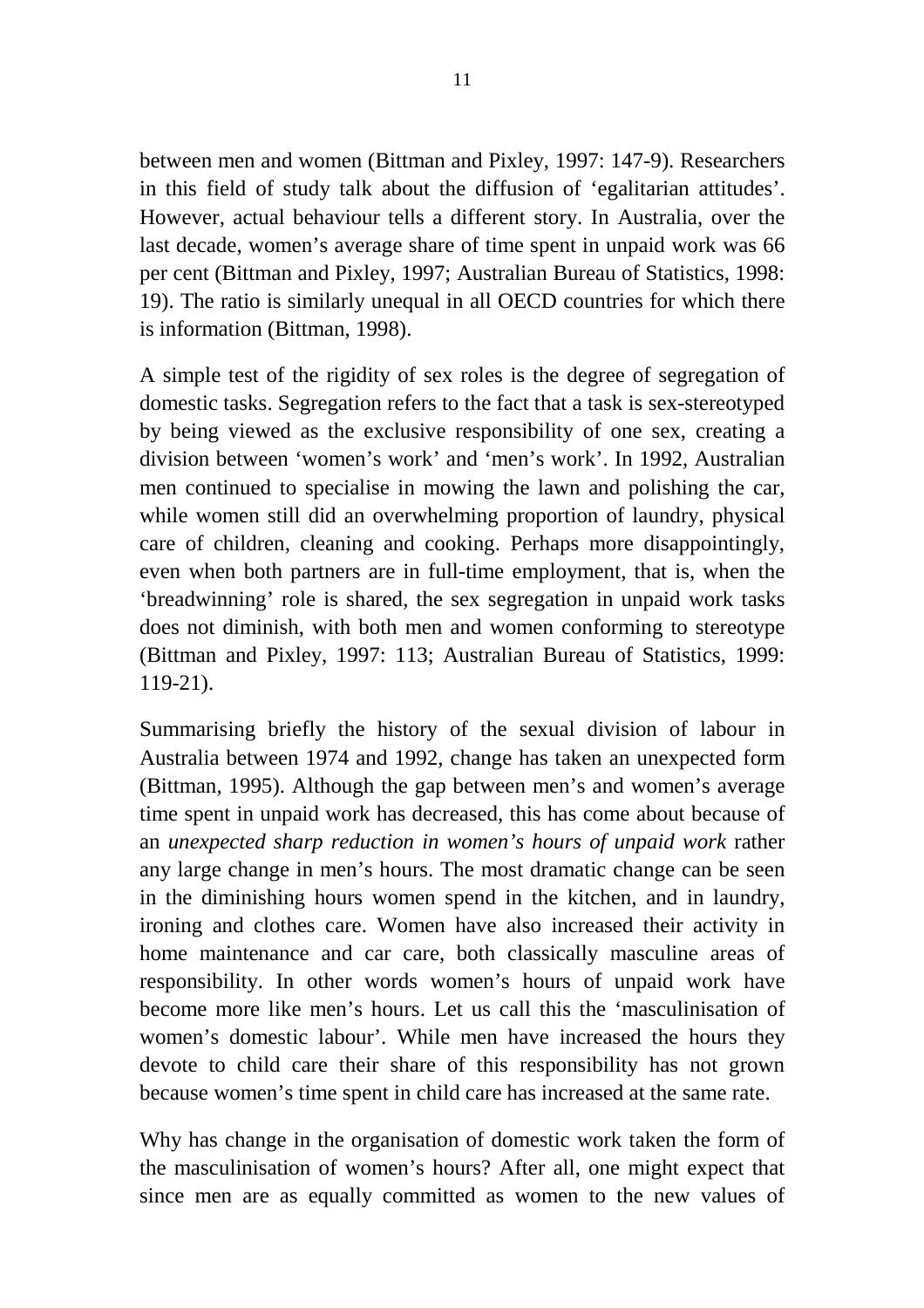between men and women (Bittman and Pixley, 1997: 147-9). Researchers in this field of study talk about the diffusion of 'egalitarian attitudes'. However, actual behaviour tells a different story. In Australia, over the last decade, women's average share of time spent in unpaid work was 66 per cent (Bittman and Pixley, 1997; Australian Bureau of Statistics, 1998: 19). The ratio is similarly unequal in all OECD countries for which there is information (Bittman, 1998).

A simple test of the rigidity of sex roles is the degree of segregation of domestic tasks. Segregation refers to the fact that a task is sex-stereotyped by being viewed as the exclusive responsibility of one sex, creating a division between 'women's work' and 'men's work'. In 1992, Australian men continued to specialise in mowing the lawn and polishing the car, while women still did an overwhelming proportion of laundry, physical care of children, cleaning and cooking. Perhaps more disappointingly, even when both partners are in full-time employment, that is, when the 'breadwinning' role is shared, the sex segregation in unpaid work tasks does not diminish, with both men and women conforming to stereotype (Bittman and Pixley, 1997: 113; Australian Bureau of Statistics, 1999: 119-21).

Summarising briefly the history of the sexual division of labour in Australia between 1974 and 1992, change has taken an unexpected form (Bittman, 1995). Although the gap between men's and women's average time spent in unpaid work has decreased, this has come about because of an *unexpected sharp reduction in women's hours of unpaid work* rather any large change in men's hours. The most dramatic change can be seen in the diminishing hours women spend in the kitchen, and in laundry, ironing and clothes care. Women have also increased their activity in home maintenance and car care, both classically masculine areas of responsibility. In other words women's hours of unpaid work have become more like men's hours. Let us call this the 'masculinisation of women's domestic labour'. While men have increased the hours they devote to child care their share of this responsibility has not grown because women's time spent in child care has increased at the same rate.

Why has change in the organisation of domestic work taken the form of the masculinisation of women's hours? After all, one might expect that since men are as equally committed as women to the new values of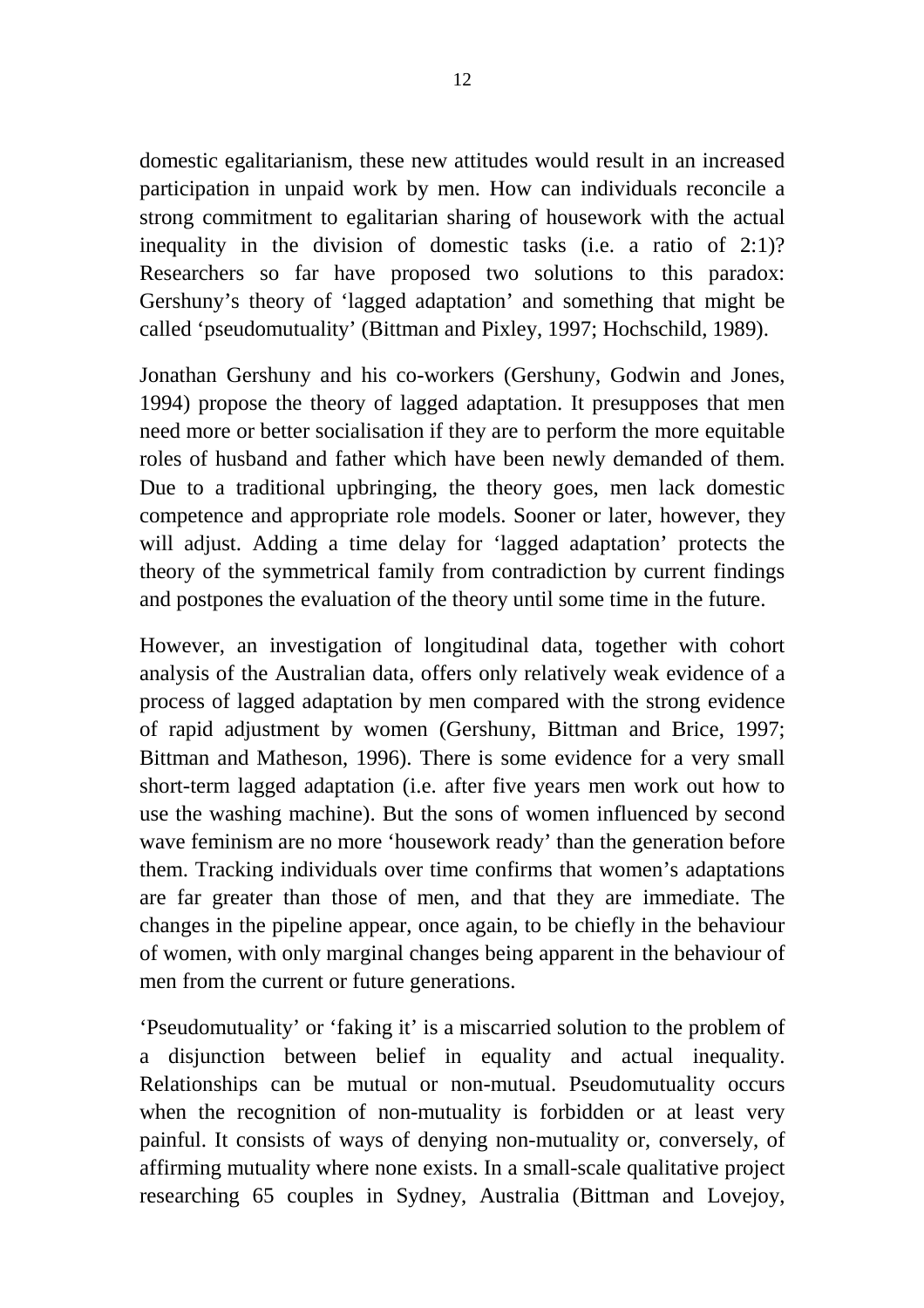domestic egalitarianism, these new attitudes would result in an increased participation in unpaid work by men. How can individuals reconcile a strong commitment to egalitarian sharing of housework with the actual inequality in the division of domestic tasks (i.e. a ratio of 2:1)? Researchers so far have proposed two solutions to this paradox: Gershuny's theory of 'lagged adaptation' and something that might be called 'pseudomutuality' (Bittman and Pixley, 1997; Hochschild, 1989).

Jonathan Gershuny and his co-workers (Gershuny, Godwin and Jones, 1994) propose the theory of lagged adaptation. It presupposes that men need more or better socialisation if they are to perform the more equitable roles of husband and father which have been newly demanded of them. Due to a traditional upbringing, the theory goes, men lack domestic competence and appropriate role models. Sooner or later, however, they will adjust. Adding a time delay for 'lagged adaptation' protects the theory of the symmetrical family from contradiction by current findings and postpones the evaluation of the theory until some time in the future.

However, an investigation of longitudinal data, together with cohort analysis of the Australian data, offers only relatively weak evidence of a process of lagged adaptation by men compared with the strong evidence of rapid adjustment by women (Gershuny, Bittman and Brice, 1997; Bittman and Matheson, 1996). There is some evidence for a very small short-term lagged adaptation (i.e. after five years men work out how to use the washing machine). But the sons of women influenced by second wave feminism are no more 'housework ready' than the generation before them. Tracking individuals over time confirms that women's adaptations are far greater than those of men, and that they are immediate. The changes in the pipeline appear, once again, to be chiefly in the behaviour of women, with only marginal changes being apparent in the behaviour of men from the current or future generations.

'Pseudomutuality' or 'faking it' is a miscarried solution to the problem of a disjunction between belief in equality and actual inequality. Relationships can be mutual or non-mutual. Pseudomutuality occurs when the recognition of non-mutuality is forbidden or at least very painful. It consists of ways of denying non-mutuality or, conversely, of affirming mutuality where none exists. In a small-scale qualitative project researching 65 couples in Sydney, Australia (Bittman and Lovejoy,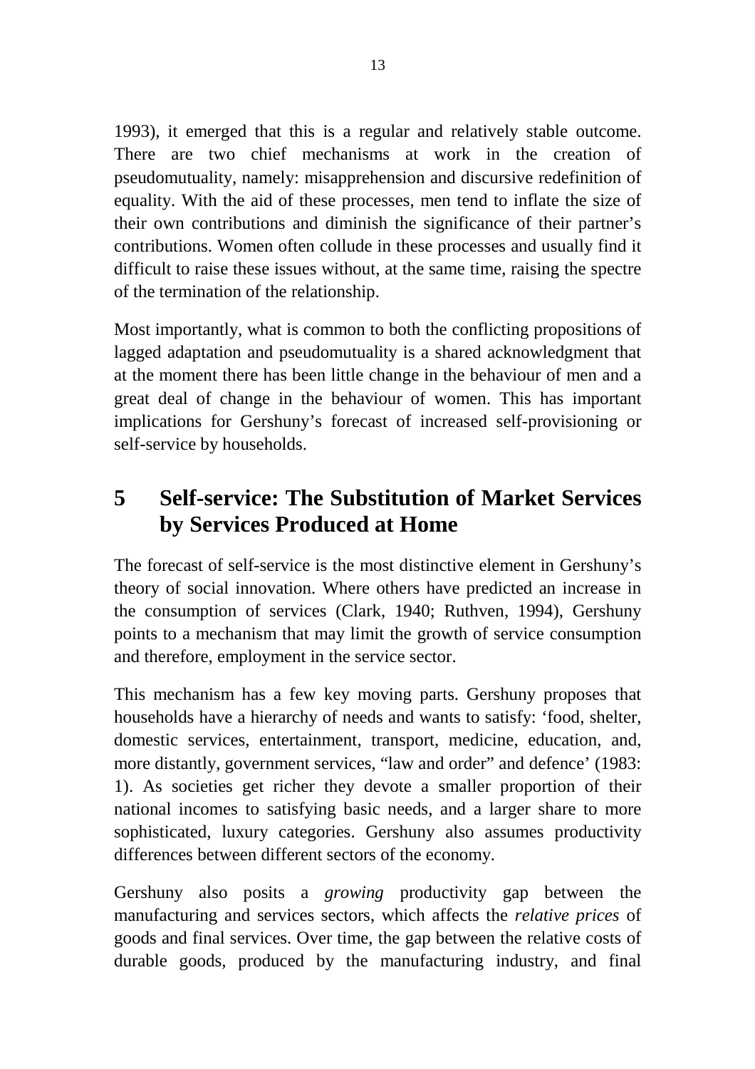1993), it emerged that this is a regular and relatively stable outcome. There are two chief mechanisms at work in the creation of pseudomutuality, namely: misapprehension and discursive redefinition of equality. With the aid of these processes, men tend to inflate the size of their own contributions and diminish the significance of their partner's contributions. Women often collude in these processes and usually find it difficult to raise these issues without, at the same time, raising the spectre of the termination of the relationship.

Most importantly, what is common to both the conflicting propositions of lagged adaptation and pseudomutuality is a shared acknowledgment that at the moment there has been little change in the behaviour of men and a great deal of change in the behaviour of women. This has important implications for Gershuny's forecast of increased self-provisioning or self-service by households.

## 5 Self-service: The Substitution of Market Services by Services Produced at Home

The forecast of self-service is the most distinctive element in Gershuny's theory of social innovation. Where others have predicted an increase in the consumption of services (Clark, 1940; Ruthven, 1994), Gershuny points to a mechanism that may limit the growth of service consumption and therefore, employment in the service sector.

This mechanism has a few key moving parts. Gershuny proposes that households have a hierarchy of needs and wants to satisfy: 'food, shelter, domestic services, entertainment, transport, medicine, education, and, more distantly, government services, "law and order" and defence' (1983: 1). As societies get richer they devote a smaller proportion of their national incomes to satisfying basic needs, and a larger share to more sophisticated, luxury categories. Gershuny also assumes productivity differences between different sectors of the economy.

Gershuny also posits a *growing* productivity gap between the manufacturing and services sectors, which affects the *relative prices* of goods and final services. Over time, the gap between the relative costs of durable goods, produced by the manufacturing industry, and final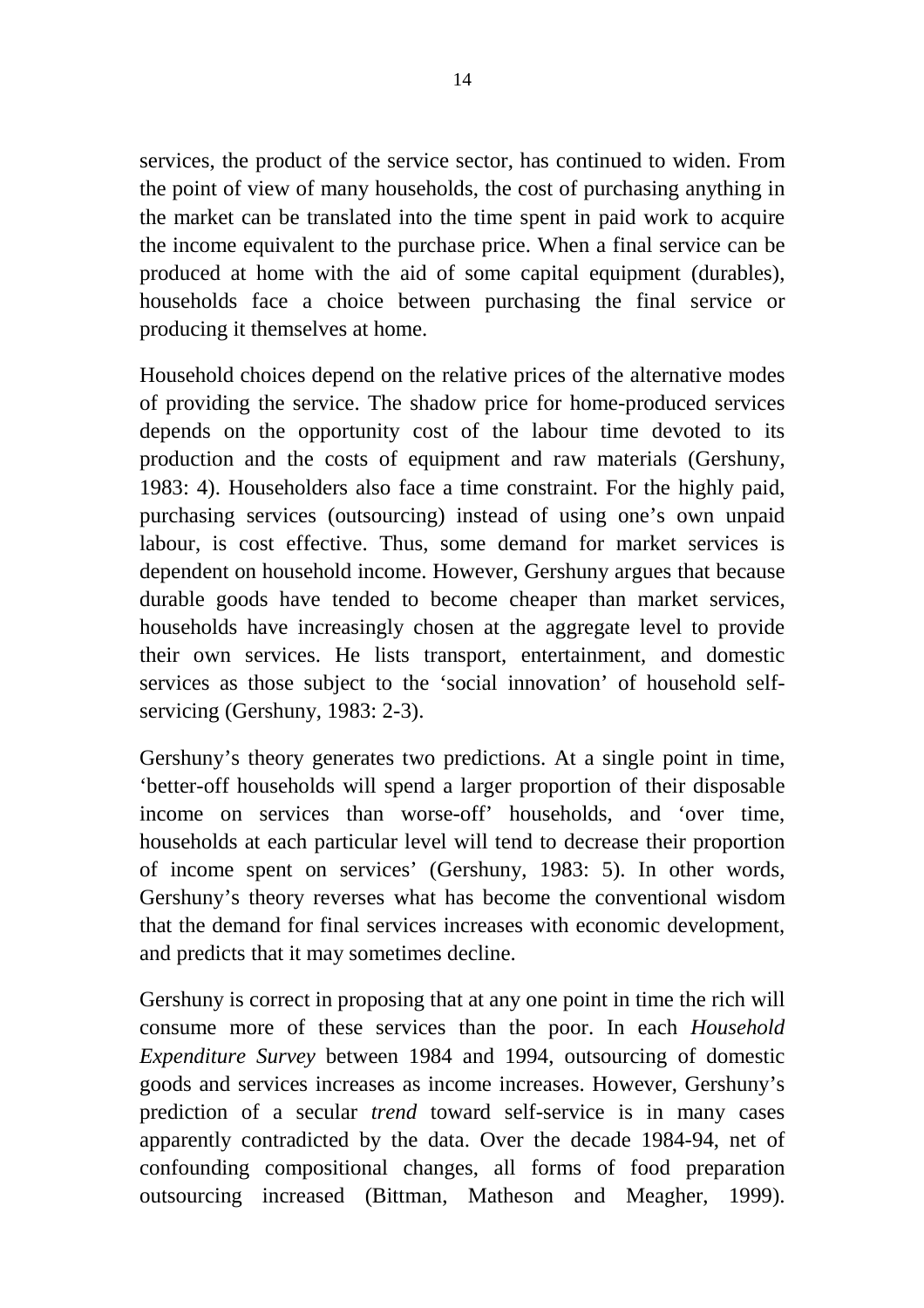services, the product of the service sector, has continued to widen. From the point of view of many households, the cost of purchasing anything in the market can be translated into the time spent in paid work to acquire the income equivalent to the purchase price. When a final service can be produced at home with the aid of some capital equipment (durables), households face a choice between purchasing the final service or producing it themselves at home.

Household choices depend on the relative prices of the alternative modes of providing the service. The shadow price for home-produced services depends on the opportunity cost of the labour time devoted to its production and the costs of equipment and raw materials (Gershuny, 1983: 4). Householders also face a time constraint. For the highly paid, purchasing services (outsourcing) instead of using one's own unpaid labour, is cost effective. Thus, some demand for market services is dependent on household income. However, Gershuny argues that because durable goods have tended to become cheaper than market services, households have increasingly chosen at the aggregate level to provide their own services. He lists transport, entertainment, and domestic services as those subject to the 'social innovation' of household self-servicing (Gershuny, 1983: 2-3).

Gershuny's theory generates two predictions. At a single point in time, 'better-off households will spend a larger proportion of their disposable income on services than worse-off' households, and 'over time, households at each particular level will tend to decrease their proportion of income spent on services' (Gershuny, 1983: 5). In other words, Gershuny's theory reverses what has become the conventional wisdom that the demand for final services increases with economic development, and predicts that it may sometimes decline.

Gershuny is correct in proposing that at any one point in time the rich will consume more of these services than the poor. In each *Household Expenditure Survey* between 1984 and 1994, outsourcing of domestic goods and services increases as income increases. However, Gershuny's prediction of a secular *trend* toward self-service is in many cases apparently contradicted by the data. Over the decade 1984-94, net of confounding compositional changes, all forms of food preparation outsourcing increased (Bittman, Matheson and Meagher, 1999).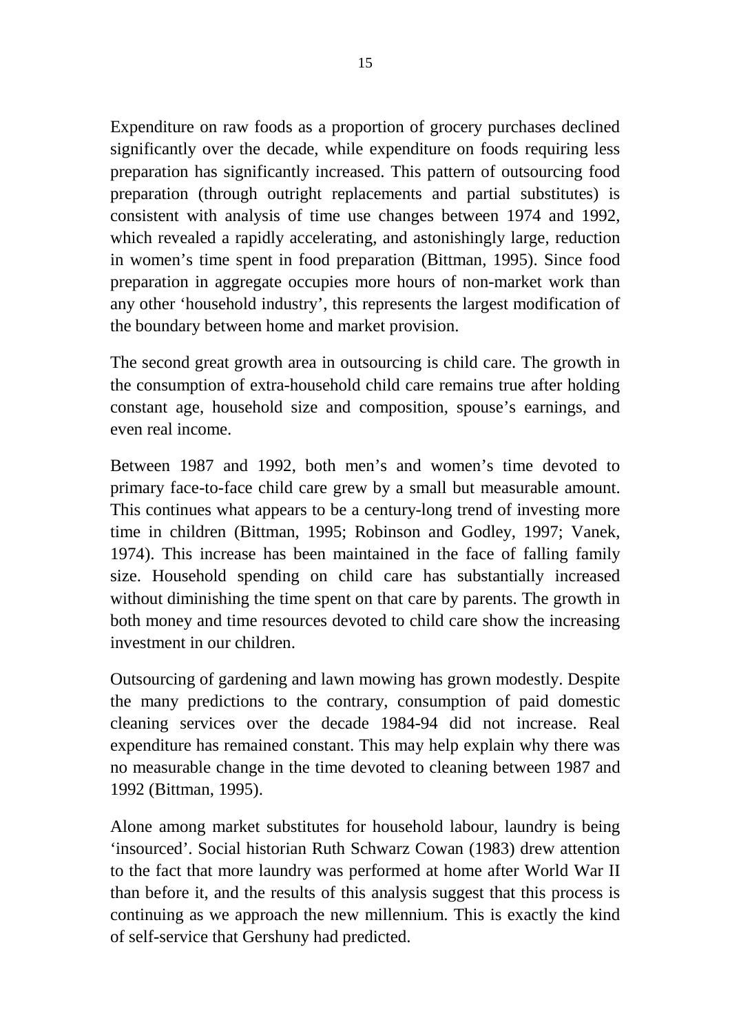Expenditure on raw foods as a proportion of grocery purchases declined significantly over the decade, while expenditure on foods requiring less preparation has significantly increased. This pattern of outsourcing food preparation (through outright replacements and partial substitutes) is consistent with analysis of time use changes between 1974 and 1992, which revealed a rapidly accelerating, and astonishingly large, reduction in women's time spent in food preparation (Bittman, 1995). Since food preparation in aggregate occupies more hours of non-market work than any other 'household industry', this represents the largest modification of the boundary between home and market provision.

The second great growth area in outsourcing is child care. The growth in the consumption of extra-household child care remains true after holding constant age, household size and composition, spouse's earnings, and even real income.

Between 1987 and 1992, both men's and women's time devoted to primary face-to-face child care grew by a small but measurable amount. This continues what appears to be a century-long trend of investing more time in children (Bittman, 1995; Robinson and Godley, 1997; Vanek, 1974). This increase has been maintained in the face of falling family size. Household spending on child care has substantially increased without diminishing the time spent on that care by parents. The growth in both money and time resources devoted to child care show the increasing investment in our children.

Outsourcing of gardening and lawn mowing has grown modestly. Despite the many predictions to the contrary, consumption of paid domestic cleaning services over the decade 1984-94 did not increase. Real expenditure has remained constant. This may help explain why there was no measurable change in the time devoted to cleaning between 1987 and 1992 (Bittman, 1995).

Alone among market substitutes for household labour, laundry is being 'insourced'. Social historian Ruth Schwarz Cowan (1983) drew attention to the fact that more laundry was performed at home after World War II than before it, and the results of this analysis suggest that this process is continuing as we approach the new millennium. This is exactly the kind of self-service that Gershuny had predicted.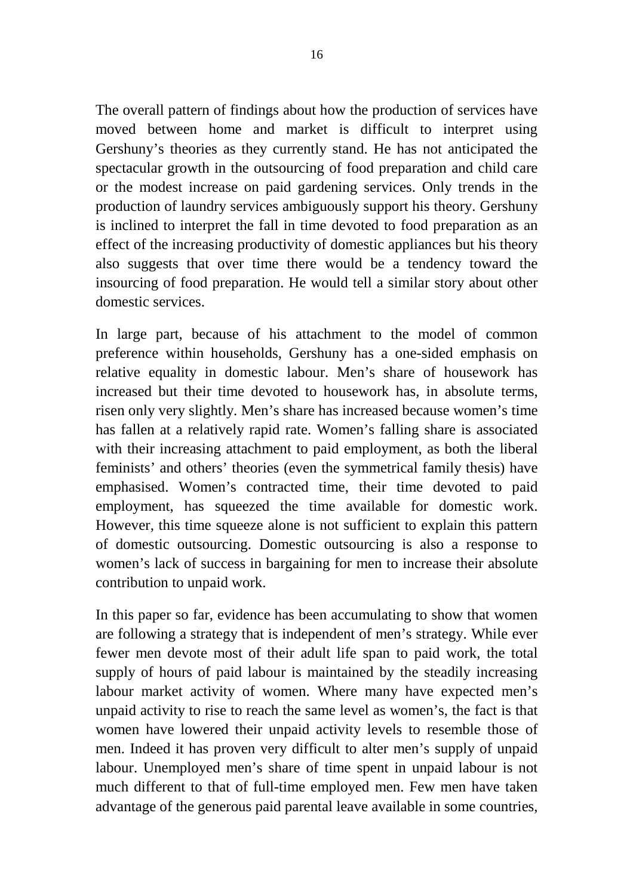The overall pattern of findings about how the production of services have moved between home and market is difficult to interpret using Gershuny's theories as they currently stand. He has not anticipated the spectacular growth in the outsourcing of food preparation and child care or the modest increase on paid gardening services. Only trends in the production of laundry services ambiguously support his theory. Gershuny is inclined to interpret the fall in time devoted to food preparation as an effect of the increasing productivity of domestic appliances but his theory also suggests that over time there would be a tendency toward the insourcing of food preparation. He would tell a similar story about other domestic services.

In large part, because of his attachment to the model of common preference within households, Gershuny has a one-sided emphasis on relative equality in domestic labour. Men's share of housework has increased but their time devoted to housework has, in absolute terms, risen only very slightly. Men's share has increased because women's time has fallen at a relatively rapid rate. Women's falling share is associated with their increasing attachment to paid employment, as both the liberal feminists' and others' theories (even the symmetrical family thesis) have emphasised. Women's contracted time, their time devoted to paid employment, has squeezed the time available for domestic work. However, this time squeeze alone is not sufficient to explain this pattern of domestic outsourcing. Domestic outsourcing is also a response to women's lack of success in bargaining for men to increase their absolute contribution to unpaid work.

In this paper so far, evidence has been accumulating to show that women are following a strategy that is independent of men's strategy. While ever fewer men devote most of their adult life span to paid work, the total supply of hours of paid labour is maintained by the steadily increasing labour market activity of women. Where many have expected men's unpaid activity to rise to reach the same level as women's, the fact is that women have lowered their unpaid activity levels to resemble those of men. Indeed it has proven very difficult to alter men's supply of unpaid labour. Unemployed men's share of time spent in unpaid labour is not much different to that of full-time employed men. Few men have taken advantage of the generous paid parental leave available in some countries,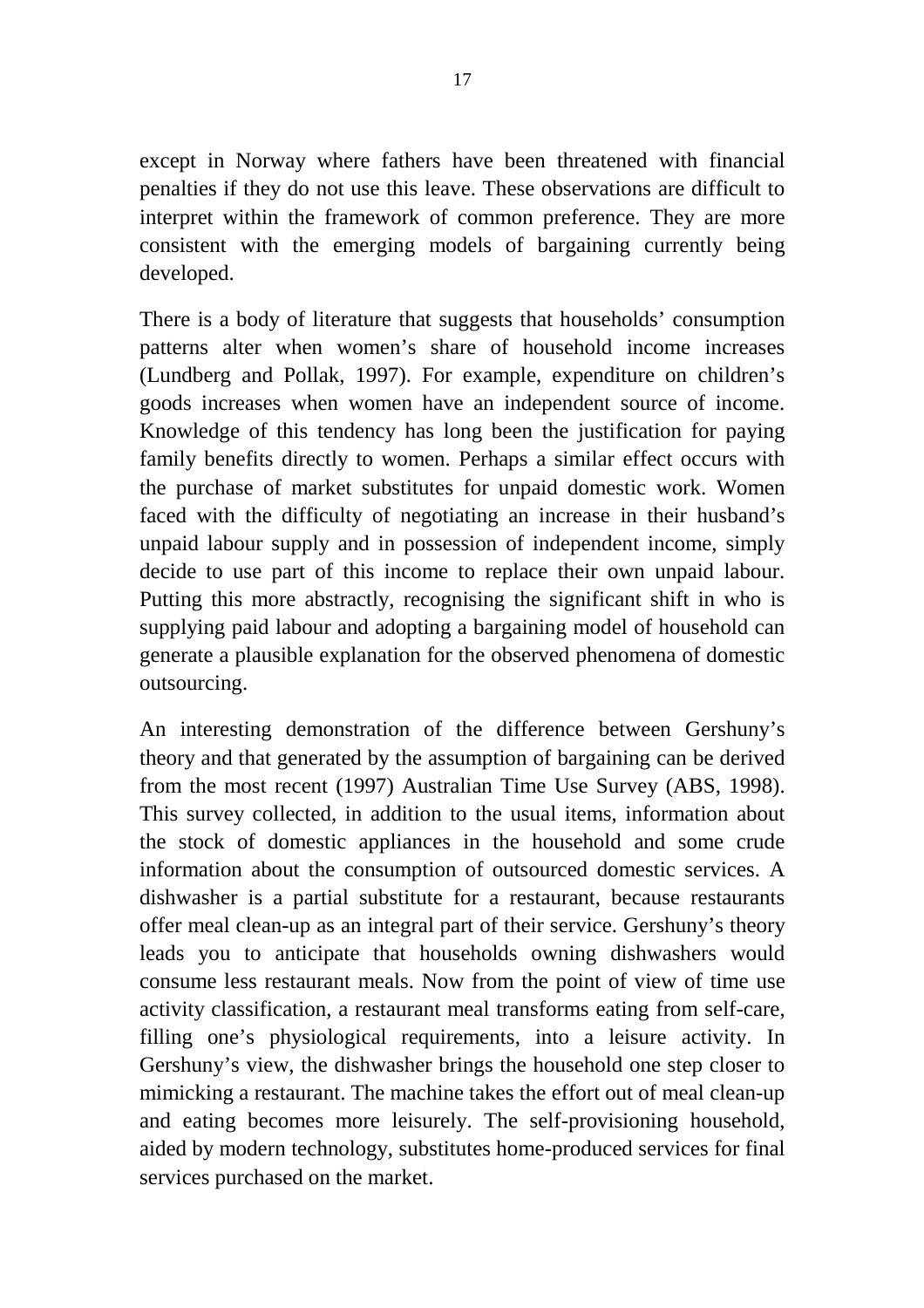except in Norway where fathers have been threatened with financial penalties if they do not use this leave. These observations are difficult to interpret within the framework of common preference. They are more consistent with the emerging models of bargaining currently being developed.

There is a body of literature that suggests that households' consumption patterns alter when women's share of household income increases (Lundberg and Pollak, 1997). For example, expenditure on children's goods increases when women have an independent source of income. Knowledge of this tendency has long been the justification for paying family benefits directly to women. Perhaps a similar effect occurs with the purchase of market substitutes for unpaid domestic work. Women faced with the difficulty of negotiating an increase in their husband's unpaid labour supply and in possession of independent income, simply decide to use part of this income to replace their own unpaid labour. Putting this more abstractly, recognising the significant shift in who is supplying paid labour and adopting a bargaining model of household can generate a plausible explanation for the observed phenomena of domestic outsourcing.

An interesting demonstration of the difference between Gershuny's theory and that generated by the assumption of bargaining can be derived from the most recent (1997) Australian Time Use Survey (ABS, 1998). This survey collected, in addition to the usual items, information about the stock of domestic appliances in the household and some crude information about the consumption of outsourced domestic services. A dishwasher is a partial substitute for a restaurant, because restaurants offer meal clean-up as an integral part of their service. Gershuny's theory leads you to anticipate that households owning dishwashers would consume less restaurant meals. Now from the point of view of time use activity classification, a restaurant meal transforms eating from self-care, filling one's physiological requirements, into a leisure activity. In Gershuny's view, the dishwasher brings the household one step closer to mimicking a restaurant. The machine takes the effort out of meal clean-up and eating becomes more leisurely. The self-provisioning household, aided by modern technology, substitutes home-produced services for final services purchased on the market.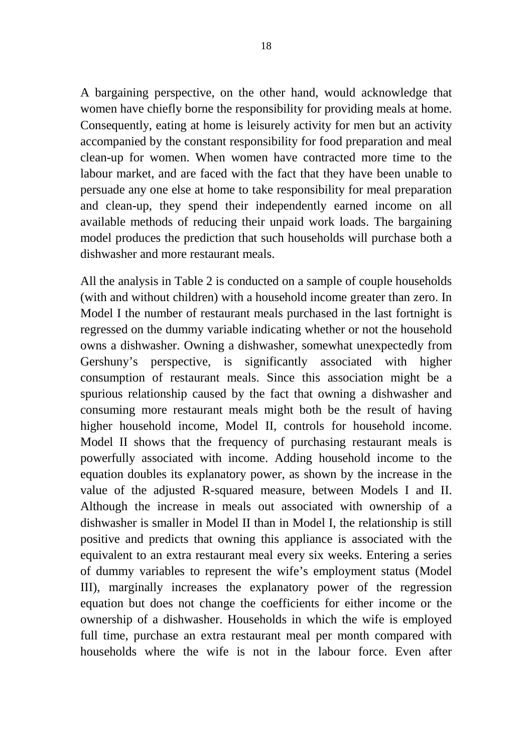A bargaining perspective, on the other hand, would acknowledge that women have chiefly borne the responsibility for providing meals at home. Consequently, eating at home is leisurely activity for men but an activity accompanied by the constant responsibility for food preparation and meal clean-up for women. When women have contracted more time to the labour market, and are faced with the fact that they have been unable to persuade any one else at home to take responsibility for meal preparation and clean-up, they spend their independently earned income on all available methods of reducing their unpaid work loads. The bargaining model produces the prediction that such households will purchase both a dishwasher and more restaurant meals.

All the analysis in Table 2 is conducted on a sample of couple households (with and without children) with a household income greater than zero. In Model I the number of restaurant meals purchased in the last fortnight is regressed on the dummy variable indicating whether or not the household owns a dishwasher. Owning a dishwasher, somewhat unexpectedly from Gershuny's perspective, is significantly associated with higher consumption of restaurant meals. Since this association might be a spurious relationship caused by the fact that owning a dishwasher and consuming more restaurant meals might both be the result of having higher household income, Model II, controls for household income. Model II shows that the frequency of purchasing restaurant meals is powerfully associated with income. Adding household income to the equation doubles its explanatory power, as shown by the increase in the value of the adjusted R-squared measure, between Models I and II. Although the increase in meals out associated with ownership of a dishwasher is smaller in Model II than in Model I, the relationship is still positive and predicts that owning this appliance is associated with the equivalent to an extra restaurant meal every six weeks. Entering a series of dummy variables to represent the wife's employment status (Model III), marginally increases the explanatory power of the regression equation but does not change the coefficients for either income or the ownership of a dishwasher. Households in which the wife is employed full time, purchase an extra restaurant meal per month compared with households where the wife is not in the labour force. Even after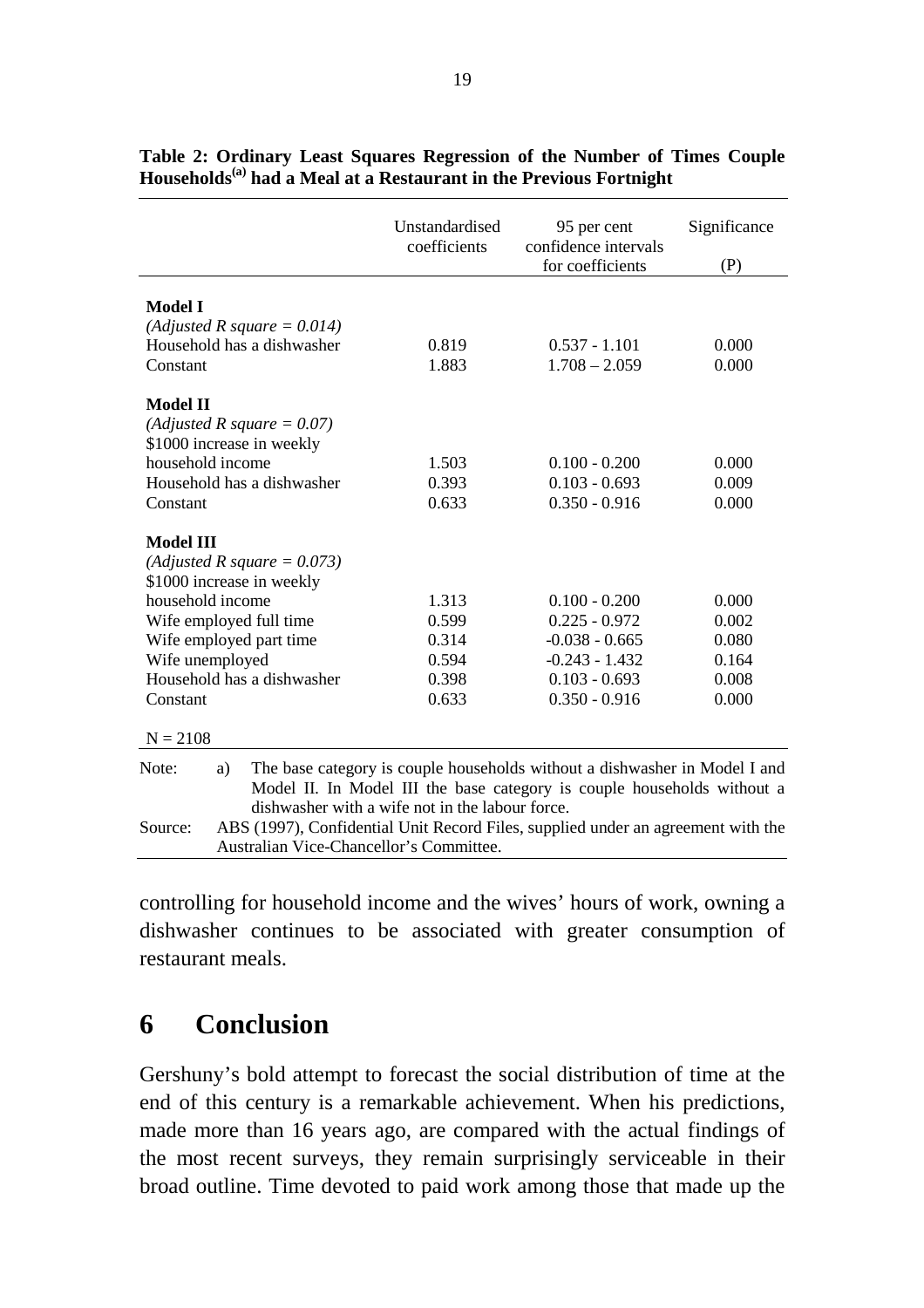**Table 2: Ordinary Least Squares Regression of the Number of Times Couple Households[(a)] had a Meal at a Restaurant in the Previous Fortnight**

| | Unstandardised coefficients | 95 per cent confidence intervals for coefficients | Significance (P) |
|---|---|---|---|
| **Model I** | | | |
| *(Adjusted R square = 0.014)* | | | |
| Household has a dishwasher | 0.819 | 0.537 - 1.101 | 0.000 |
| Constant | 1.883 | 1.708 – 2.059 | 0.000 |
| **Model II** | | | |
| *(Adjusted R square = 0.07)* | | | |
| \$1000 increase in weekly household income | 1.503 | 0.100 - 0.200 | 0.000 |
| Household has a dishwasher | 0.393 | 0.103 - 0.693 | 0.009 |
| Constant | 0.633 | 0.350 - 0.916 | 0.000 |
| **Model III** | | | |
| *(Adjusted R square = 0.073)* | | | |
| \$1000 increase in weekly household income | 1.313 | 0.100 - 0.200 | 0.000 |
| Wife employed full time | 0.599 | 0.225 - 0.972 | 0.002 |
| Wife employed part time | 0.314 | -0.038 - 0.665 | 0.080 |
| Wife unemployed | 0.594 | -0.243 - 1.432 | 0.164 |
| Household has a dishwasher | 0.398 | 0.103 - 0.693 | 0.008 |
| Constant | 0.633 | 0.350 - 0.916 | 0.000 |
| N = 2108 | | | |

Note: a) The base category is couple households without a dishwasher in Model I and Model II. In Model III the base category is couple households without a dishwasher with a wife not in the labour force.

Source: ABS (1997), Confidential Unit Record Files, supplied under an agreement with the Australian Vice-Chancellor's Committee.

controlling for household income and the wives' hours of work, owning a dishwasher continues to be associated with greater consumption of restaurant meals.

## 6 Conclusion

Gershuny's bold attempt to forecast the social distribution of time at the end of this century is a remarkable achievement. When his predictions, made more than 16 years ago, are compared with the actual findings of the most recent surveys, they remain surprisingly serviceable in their broad outline. Time devoted to paid work among those that made up the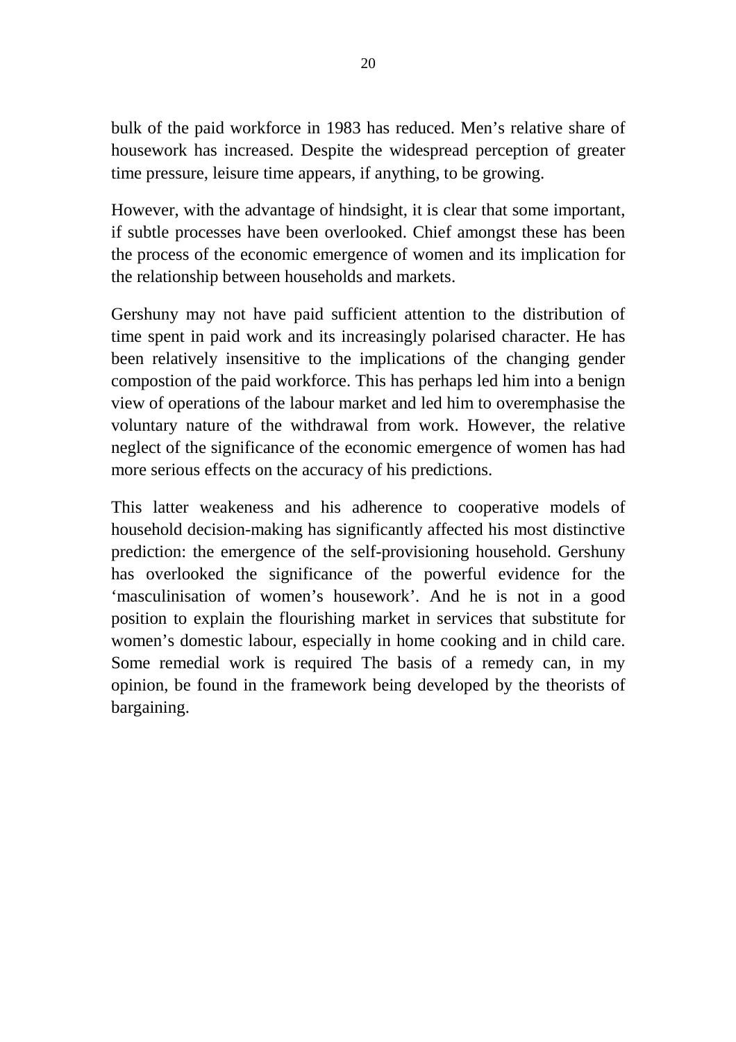bulk of the paid workforce in 1983 has reduced. Men's relative share of housework has increased. Despite the widespread perception of greater time pressure, leisure time appears, if anything, to be growing.

However, with the advantage of hindsight, it is clear that some important, if subtle processes have been overlooked. Chief amongst these has been the process of the economic emergence of women and its implication for the relationship between households and markets.

Gershuny may not have paid sufficient attention to the distribution of time spent in paid work and its increasingly polarised character. He has been relatively insensitive to the implications of the changing gender compostion of the paid workforce. This has perhaps led him into a benign view of operations of the labour market and led him to overemphasise the voluntary nature of the withdrawal from work. However, the relative neglect of the significance of the economic emergence of women has had more serious effects on the accuracy of his predictions.

This latter weakeness and his adherence to cooperative models of household decision-making has significantly affected his most distinctive prediction: the emergence of the self-provisioning household. Gershuny has overlooked the significance of the powerful evidence for the 'masculinisation of women's housework'. And he is not in a good position to explain the flourishing market in services that substitute for women's domestic labour, especially in home cooking and in child care. Some remedial work is required The basis of a remedy can, in my opinion, be found in the framework being developed by the theorists of bargaining.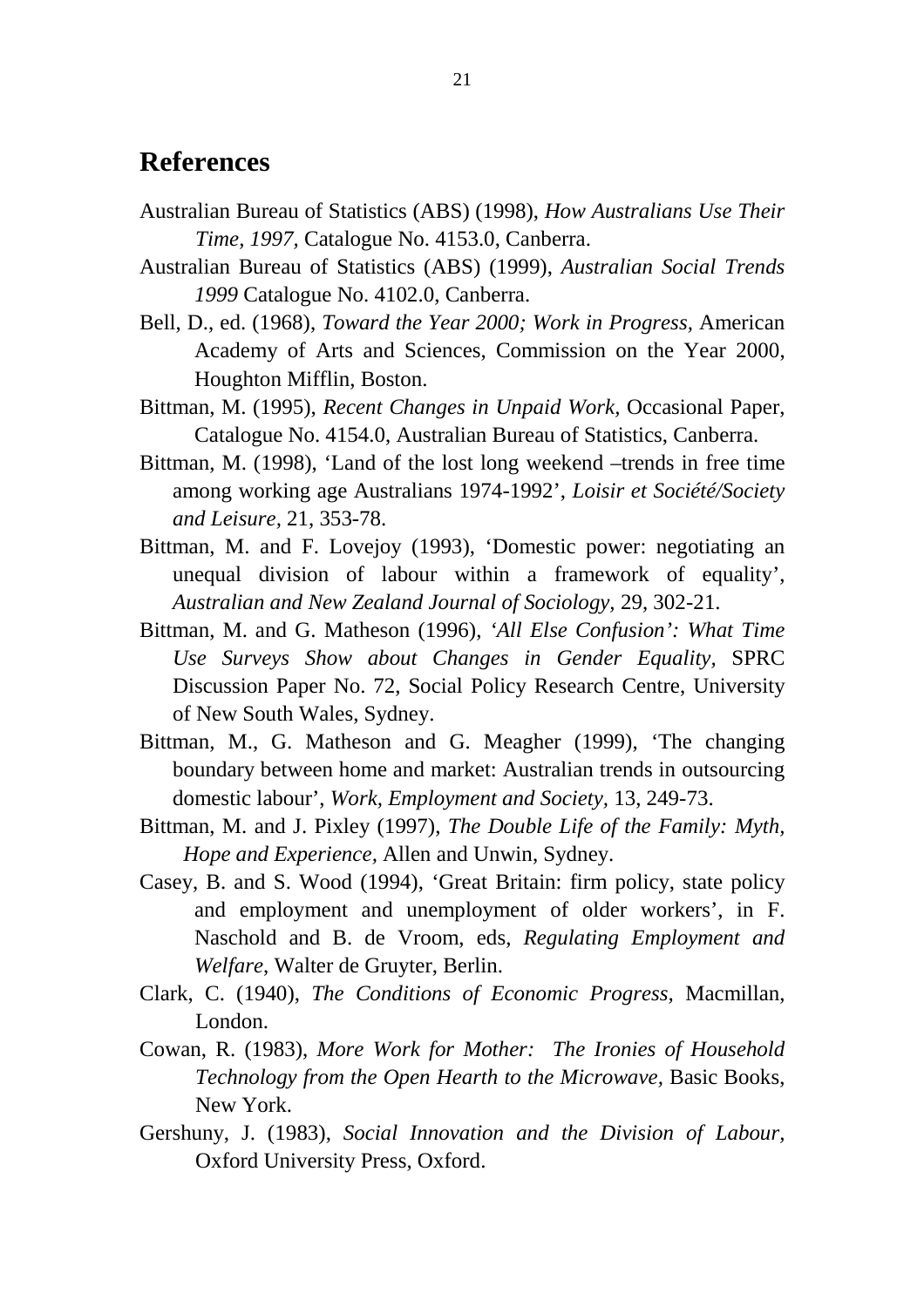## References

Australian Bureau of Statistics (ABS) (1998), *How Australians Use Their Time, 1997*, Catalogue No. 4153.0, Canberra.

Australian Bureau of Statistics (ABS) (1999), *Australian Social Trends 1999* Catalogue No. 4102.0, Canberra.

Bell, D., ed. (1968), *Toward the Year 2000; Work in Progress,* American Academy of Arts and Sciences, Commission on the Year 2000, Houghton Mifflin, Boston.

Bittman, M. (1995), *Recent Changes in Unpaid Work,* Occasional Paper, Catalogue No. 4154.0, Australian Bureau of Statistics, Canberra.

Bittman, M. (1998), 'Land of the lost long weekend –trends in free time among working age Australians 1974-1992', *Loisir et Société/Society and Leisure,* 21, 353-78.

Bittman, M. and F. Lovejoy (1993), 'Domestic power: negotiating an unequal division of labour within a framework of equality', *Australian and New Zealand Journal of Sociology,* 29, 302-21.

Bittman, M. and G. Matheson (1996), *'All Else Confusion': What Time Use Surveys Show about Changes in Gender Equality,* SPRC Discussion Paper No. 72, Social Policy Research Centre, University of New South Wales, Sydney.

Bittman, M., G. Matheson and G. Meagher (1999), 'The changing boundary between home and market: Australian trends in outsourcing domestic labour', *Work, Employment and Society,* 13, 249-73.

Bittman, M. and J. Pixley (1997), *The Double Life of the Family: Myth, Hope and Experience,* Allen and Unwin, Sydney.

Casey, B. and S. Wood (1994), 'Great Britain: firm policy, state policy and employment and unemployment of older workers', in F. Naschold and B. de Vroom, eds, *Regulating Employment and Welfare*, Walter de Gruyter, Berlin.

Clark, C. (1940), *The Conditions of Economic Progress,* Macmillan, London.

Cowan, R. (1983), *More Work for Mother: The Ironies of Household Technology from the Open Hearth to the Microwave,* Basic Books, New York.

Gershuny, J. (1983), *Social Innovation and the Division of Labour,* Oxford University Press, Oxford.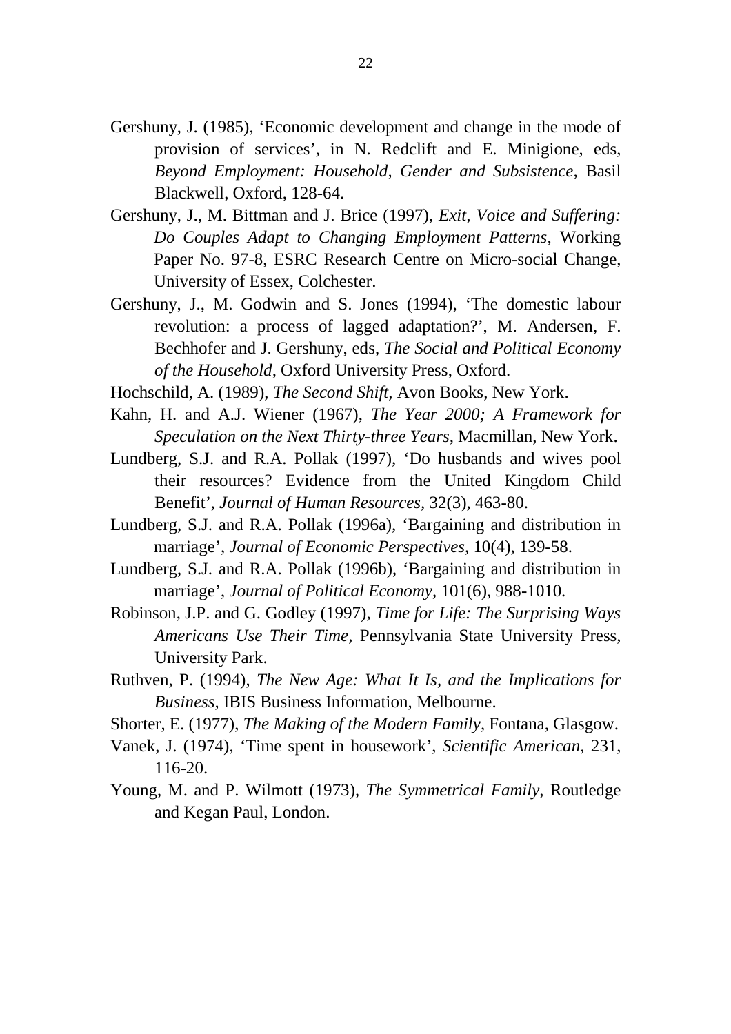Gershuny, J. (1985), 'Economic development and change in the mode of provision of services', in N. Redclift and E. Minigione, eds, *Beyond Employment: Household, Gender and Subsistence,* Basil Blackwell, Oxford, 128-64.

Gershuny, J., M. Bittman and J. Brice (1997), *Exit, Voice and Suffering: Do Couples Adapt to Changing Employment Patterns,* Working Paper No. 97-8, ESRC Research Centre on Micro-social Change, University of Essex, Colchester.

Gershuny, J., M. Godwin and S. Jones (1994), 'The domestic labour revolution: a process of lagged adaptation?', M. Andersen, F. Bechhofer and J. Gershuny, eds, *The Social and Political Economy of the Household,* Oxford University Press, Oxford.

Hochschild, A. (1989), *The Second Shift,* Avon Books, New York.

Kahn, H. and A.J. Wiener (1967), *The Year 2000; A Framework for Speculation on the Next Thirty-three Years,* Macmillan, New York.

Lundberg, S.J. and R.A. Pollak (1997), 'Do husbands and wives pool their resources? Evidence from the United Kingdom Child Benefit', *Journal of Human Resources,* 32(3), 463-80.

Lundberg, S.J. and R.A. Pollak (1996a), 'Bargaining and distribution in marriage', *Journal of Economic Perspectives*, 10(4), 139-58.

Lundberg, S.J. and R.A. Pollak (1996b), 'Bargaining and distribution in marriage', *Journal of Political Economy,* 101(6), 988-1010.

Robinson, J.P. and G. Godley (1997), *Time for Life: The Surprising Ways Americans Use Their Time,* Pennsylvania State University Press, University Park.

Ruthven, P. (1994), *The New Age: What It Is, and the Implications for Business,* IBIS Business Information, Melbourne.

Shorter, E. (1977), *The Making of the Modern Family,* Fontana, Glasgow.

Vanek, J. (1974), 'Time spent in housework', *Scientific American*, 231, 116-20.

Young, M. and P. Wilmott (1973), *The Symmetrical Family,* Routledge and Kegan Paul, London.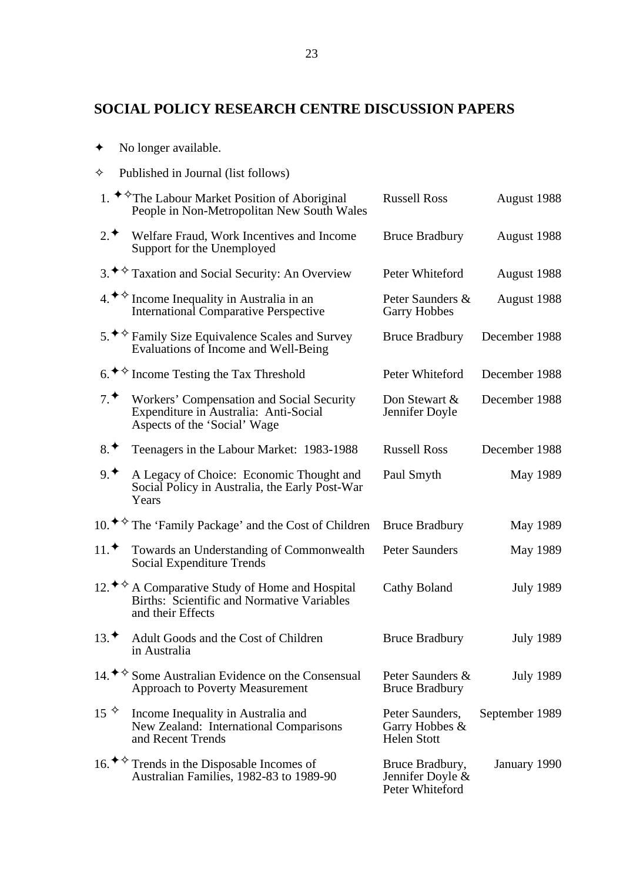## SOCIAL POLICY RESEARCH CENTRE DISCUSSION PAPERS

✦ No longer available.

✧ Published in Journal (list follows)

| | | | |
|---|---|---|---|
| 1. ✦✧ | The Labour Market Position of Aboriginal People in Non-Metropolitan New South Wales | Russell Ross | August 1988 |
| 2. ✦ | Welfare Fraud, Work Incentives and Income Support for the Unemployed | Bruce Bradbury | August 1988 |
| 3. ✦✧ | Taxation and Social Security: An Overview | Peter Whiteford | August 1988 |
| 4. ✦✧ | Income Inequality in Australia in an International Comparative Perspective | Peter Saunders & Garry Hobbes | August 1988 |
| 5. ✦✧ | Family Size Equivalence Scales and Survey Evaluations of Income and Well-Being | Bruce Bradbury | December 1988 |
| 6. ✦✧ | Income Testing the Tax Threshold | Peter Whiteford | December 1988 |
| 7. ✦ | Workers' Compensation and Social Security Expenditure in Australia: Anti-Social Aspects of the 'Social' Wage | Don Stewart & Jennifer Doyle | December 1988 |
| 8. ✦ | Teenagers in the Labour Market: 1983-1988 | Russell Ross | December 1988 |
| 9. ✦ | A Legacy of Choice: Economic Thought and Social Policy in Australia, the Early Post-War Years | Paul Smyth | May 1989 |
| 10. ✦✧ | The 'Family Package' and the Cost of Children | Bruce Bradbury | May 1989 |
| 11. ✦ | Towards an Understanding of Commonwealth Social Expenditure Trends | Peter Saunders | May 1989 |
| 12. ✦✧ | A Comparative Study of Home and Hospital Births: Scientific and Normative Variables and their Effects | Cathy Boland | July 1989 |
| 13. ✦ | Adult Goods and the Cost of Children in Australia | Bruce Bradbury | July 1989 |
| 14. ✦✧ | Some Australian Evidence on the Consensual Approach to Poverty Measurement | Peter Saunders & Bruce Bradbury | July 1989 |
| 15 ✧ | Income Inequality in Australia and New Zealand: International Comparisons and Recent Trends | Peter Saunders, Garry Hobbes & Helen Stott | September 1989 |
| 16. ✦✧ | Trends in the Disposable Incomes of Australian Families, 1982-83 to 1989-90 | Bruce Bradbury, Jennifer Doyle & Peter Whiteford | January 1990 |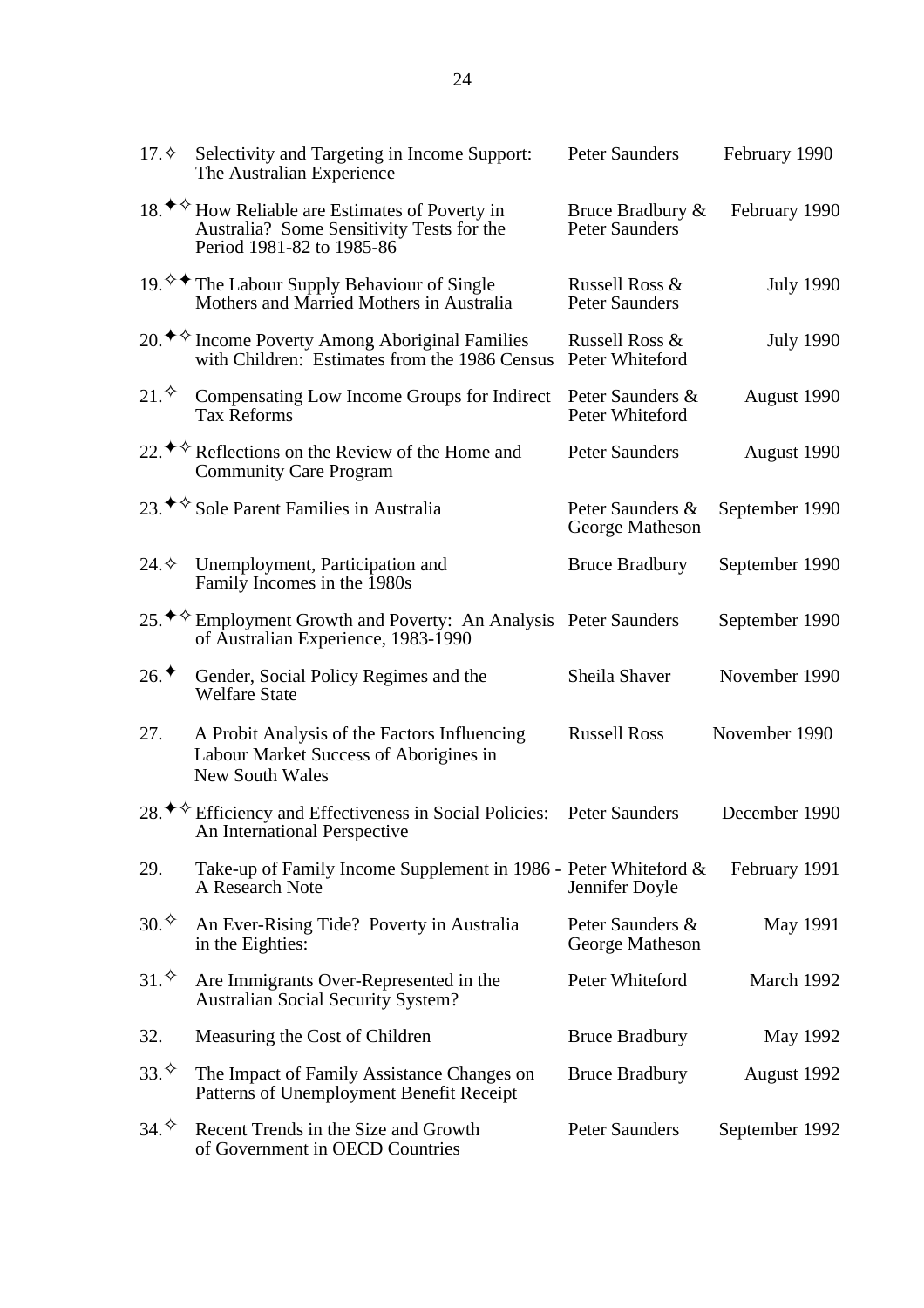| | | | |
|---|---|---|---|
| 17.✧ | Selectivity and Targeting in Income Support: The Australian Experience | Peter Saunders | February 1990 |
| 18.✦✧ | How Reliable are Estimates of Poverty in Australia? Some Sensitivity Tests for the Period 1981-82 to 1985-86 | Bruce Bradbury & Peter Saunders | February 1990 |
| 19.✧✦ | The Labour Supply Behaviour of Single Mothers and Married Mothers in Australia | Russell Ross & Peter Saunders | July 1990 |
| 20.✦✧ | Income Poverty Among Aboriginal Families with Children: Estimates from the 1986 Census | Russell Ross & Peter Whiteford | July 1990 |
| 21.✧ | Compensating Low Income Groups for Indirect Tax Reforms | Peter Saunders & Peter Whiteford | August 1990 |
| 22.✦✧ | Reflections on the Review of the Home and Community Care Program | Peter Saunders | August 1990 |
| 23.✦✧ | Sole Parent Families in Australia | Peter Saunders & George Matheson | September 1990 |
| 24.✧ | Unemployment, Participation and Family Incomes in the 1980s | Bruce Bradbury | September 1990 |
| 25.✦✧ | Employment Growth and Poverty: An Analysis of Australian Experience, 1983-1990 | Peter Saunders | September 1990 |
| 26.✦ | Gender, Social Policy Regimes and the Welfare State | Sheila Shaver | November 1990 |
| 27. | A Probit Analysis of the Factors Influencing Labour Market Success of Aborigines in New South Wales | Russell Ross | November 1990 |
| 28.✦✧ | Efficiency and Effectiveness in Social Policies: An International Perspective | Peter Saunders | December 1990 |
| 29. | Take-up of Family Income Supplement in 1986 - A Research Note | Peter Whiteford & Jennifer Doyle | February 1991 |
| 30.✧ | An Ever-Rising Tide? Poverty in Australia in the Eighties: | Peter Saunders & George Matheson | May 1991 |
| 31.✧ | Are Immigrants Over-Represented in the Australian Social Security System? | Peter Whiteford | March 1992 |
| 32. | Measuring the Cost of Children | Bruce Bradbury | May 1992 |
| 33.✧ | The Impact of Family Assistance Changes on Patterns of Unemployment Benefit Receipt | Bruce Bradbury | August 1992 |
| 34.✧ | Recent Trends in the Size and Growth of Government in OECD Countries | Peter Saunders | September 1992 |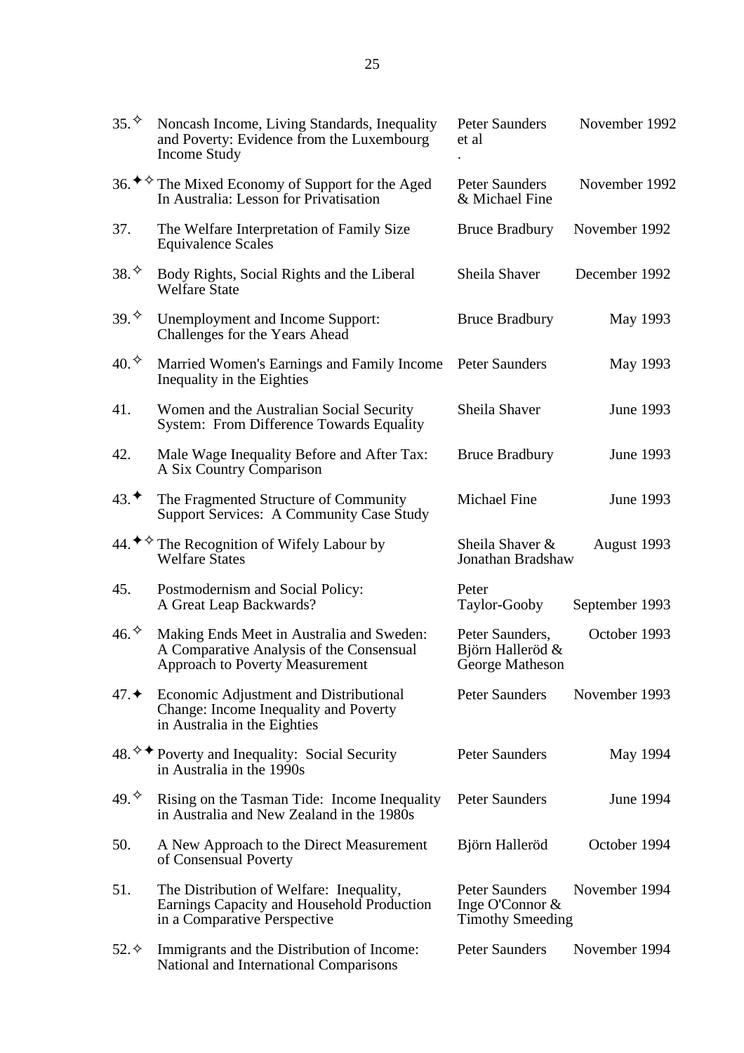| | | | |
|---|---|---|---|
| 35.✧ | Noncash Income, Living Standards, Inequality and Poverty: Evidence from the Luxembourg Income Study | Peter Saunders et al . | November 1992 |
| 36.✦✧ | The Mixed Economy of Support for the Aged In Australia: Lesson for Privatisation | Peter Saunders & Michael Fine | November 1992 |
| 37. | The Welfare Interpretation of Family Size Equivalence Scales | Bruce Bradbury | November 1992 |
| 38.✧ | Body Rights, Social Rights and the Liberal Welfare State | Sheila Shaver | December 1992 |
| 39.✧ | Unemployment and Income Support: Challenges for the Years Ahead | Bruce Bradbury | May 1993 |
| 40.✧ | Married Women's Earnings and Family Income Inequality in the Eighties | Peter Saunders | May 1993 |
| 41. | Women and the Australian Social Security System: From Difference Towards Equality | Sheila Shaver | June 1993 |
| 42. | Male Wage Inequality Before and After Tax: A Six Country Comparison | Bruce Bradbury | June 1993 |
| 43.✦ | The Fragmented Structure of Community Support Services: A Community Case Study | Michael Fine | June 1993 |
| 44.✦✧ | The Recognition of Wifely Labour by Welfare States | Sheila Shaver & Jonathan Bradshaw | August 1993 |
| 45. | Postmodernism and Social Policy: A Great Leap Backwards? | Peter Taylor-Gooby | September 1993 |
| 46.✧ | Making Ends Meet in Australia and Sweden: A Comparative Analysis of the Consensual Approach to Poverty Measurement | Peter Saunders, Björn Halleröd & George Matheson | October 1993 |
| 47.✦ | Economic Adjustment and Distributional Change: Income Inequality and Poverty in Australia in the Eighties | Peter Saunders | November 1993 |
| 48.✧✦ | Poverty and Inequality: Social Security in Australia in the 1990s | Peter Saunders | May 1994 |
| 49.✧ | Rising on the Tasman Tide: Income Inequality in Australia and New Zealand in the 1980s | Peter Saunders | June 1994 |
| 50. | A New Approach to the Direct Measurement of Consensual Poverty | Björn Halleröd | October 1994 |
| 51. | The Distribution of Welfare: Inequality, Earnings Capacity and Household Production in a Comparative Perspective | Peter Saunders Inge O'Connor & Timothy Smeeding | November 1994 |
| 52.✧ | Immigrants and the Distribution of Income: National and International Comparisons | Peter Saunders | November 1994 |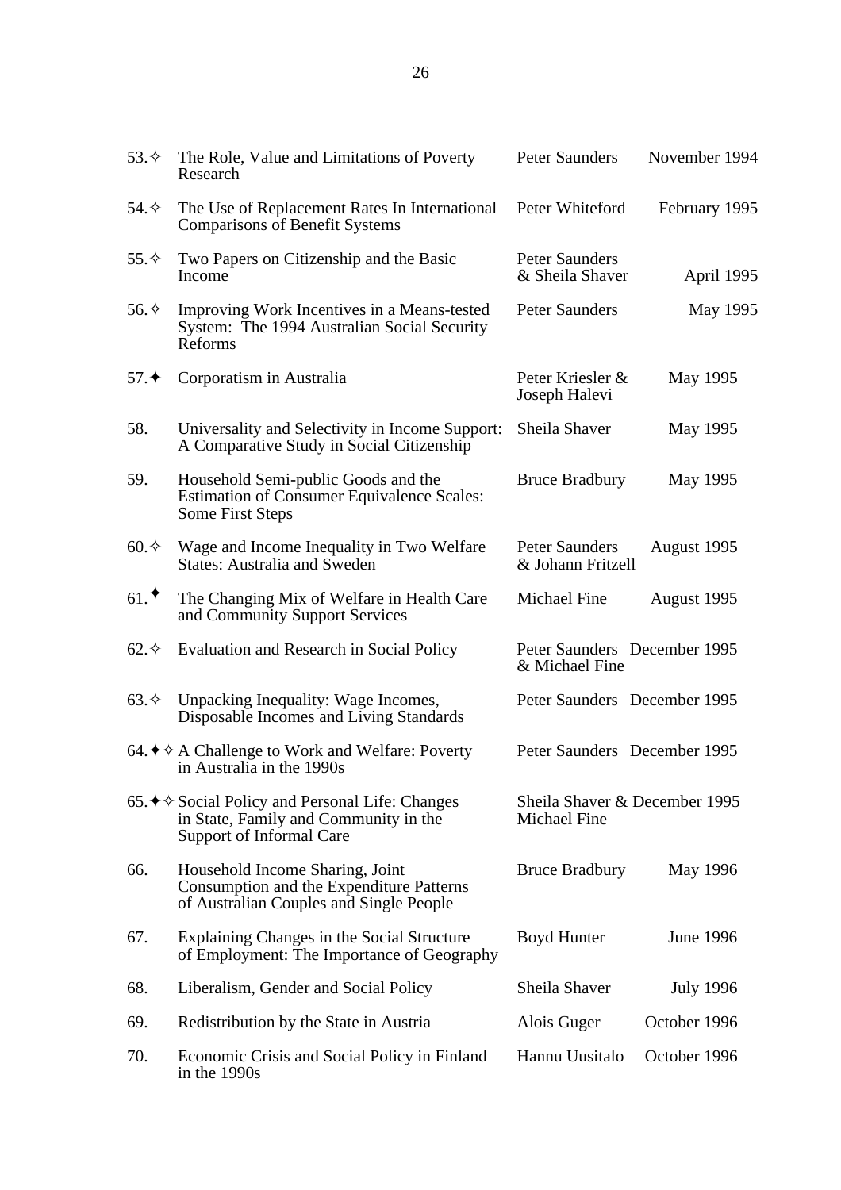| | | | |
|---|---|---|---|
| 53.✧ | The Role, Value and Limitations of Poverty Research | Peter Saunders | November 1994 |
| 54.✧ | The Use of Replacement Rates In International Comparisons of Benefit Systems | Peter Whiteford | February 1995 |
| 55.✧ | Two Papers on Citizenship and the Basic Income | Peter Saunders & Sheila Shaver | April 1995 |
| 56.✧ | Improving Work Incentives in a Means-tested System: The 1994 Australian Social Security Reforms | Peter Saunders | May 1995 |
| 57.✦ | Corporatism in Australia | Peter Kriesler & Joseph Halevi | May 1995 |
| 58. | Universality and Selectivity in Income Support: A Comparative Study in Social Citizenship | Sheila Shaver | May 1995 |
| 59. | Household Semi-public Goods and the Estimation of Consumer Equivalence Scales: Some First Steps | Bruce Bradbury | May 1995 |
| 60.✧ | Wage and Income Inequality in Two Welfare States: Australia and Sweden | Peter Saunders & Johann Fritzell | August 1995 |
| 61.✦ | The Changing Mix of Welfare in Health Care and Community Support Services | Michael Fine | August 1995 |
| 62.✧ | Evaluation and Research in Social Policy | Peter Saunders & Michael Fine | December 1995 |
| 63.✧ | Unpacking Inequality: Wage Incomes, Disposable Incomes and Living Standards | Peter Saunders | December 1995 |
| 64.✦✧ | A Challenge to Work and Welfare: Poverty in Australia in the 1990s | Peter Saunders | December 1995 |
| 65.✦✧ | Social Policy and Personal Life: Changes in State, Family and Community in the Support of Informal Care | Sheila Shaver & Michael Fine | December 1995 |
| 66. | Household Income Sharing, Joint Consumption and the Expenditure Patterns of Australian Couples and Single People | Bruce Bradbury | May 1996 |
| 67. | Explaining Changes in the Social Structure of Employment: The Importance of Geography | Boyd Hunter | June 1996 |
| 68. | Liberalism, Gender and Social Policy | Sheila Shaver | July 1996 |
| 69. | Redistribution by the State in Austria | Alois Guger | October 1996 |
| 70. | Economic Crisis and Social Policy in Finland in the 1990s | Hannu Uusitalo | October 1996 |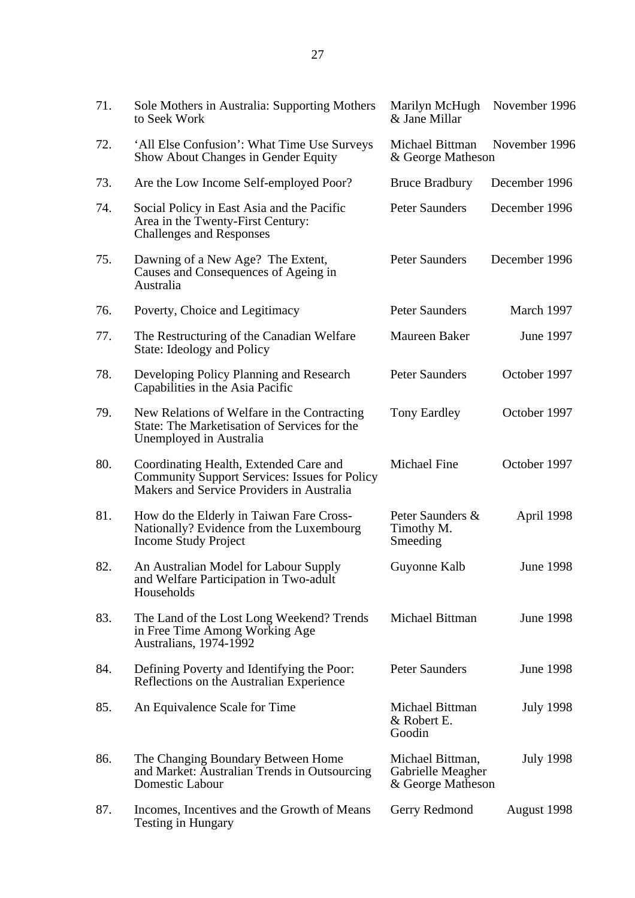| | | | |
|---|---|---|---|
| 71. | Sole Mothers in Australia: Supporting Mothers to Seek Work | Marilyn McHugh & Jane Millar | November 1996 |
| 72. | 'All Else Confusion': What Time Use Surveys Show About Changes in Gender Equity | Michael Bittman & George Matheson | November 1996 |
| 73. | Are the Low Income Self-employed Poor? | Bruce Bradbury | December 1996 |
| 74. | Social Policy in East Asia and the Pacific Area in the Twenty-First Century: Challenges and Responses | Peter Saunders | December 1996 |
| 75. | Dawning of a New Age? The Extent, Causes and Consequences of Ageing in Australia | Peter Saunders | December 1996 |
| 76. | Poverty, Choice and Legitimacy | Peter Saunders | March 1997 |
| 77. | The Restructuring of the Canadian Welfare State: Ideology and Policy | Maureen Baker | June 1997 |
| 78. | Developing Policy Planning and Research Capabilities in the Asia Pacific | Peter Saunders | October 1997 |
| 79. | New Relations of Welfare in the Contracting State: The Marketisation of Services for the Unemployed in Australia | Tony Eardley | October 1997 |
| 80. | Coordinating Health, Extended Care and Community Support Services: Issues for Policy Makers and Service Providers in Australia | Michael Fine | October 1997 |
| 81. | How do the Elderly in Taiwan Fare Cross-Nationally? Evidence from the Luxembourg Income Study Project | Peter Saunders & Timothy M. Smeeding | April 1998 |
| 82. | An Australian Model for Labour Supply and Welfare Participation in Two-adult Households | Guyonne Kalb | June 1998 |
| 83. | The Land of the Lost Long Weekend? Trends in Free Time Among Working Age Australians, 1974-1992 | Michael Bittman | June 1998 |
| 84. | Defining Poverty and Identifying the Poor: Reflections on the Australian Experience | Peter Saunders | June 1998 |
| 85. | An Equivalence Scale for Time | Michael Bittman & Robert E. Goodin | July 1998 |
| 86. | The Changing Boundary Between Home and Market: Australian Trends in Outsourcing Domestic Labour | Michael Bittman, Gabrielle Meagher & George Matheson | July 1998 |
| 87. | Incomes, Incentives and the Growth of Means Testing in Hungary | Gerry Redmond | August 1998 |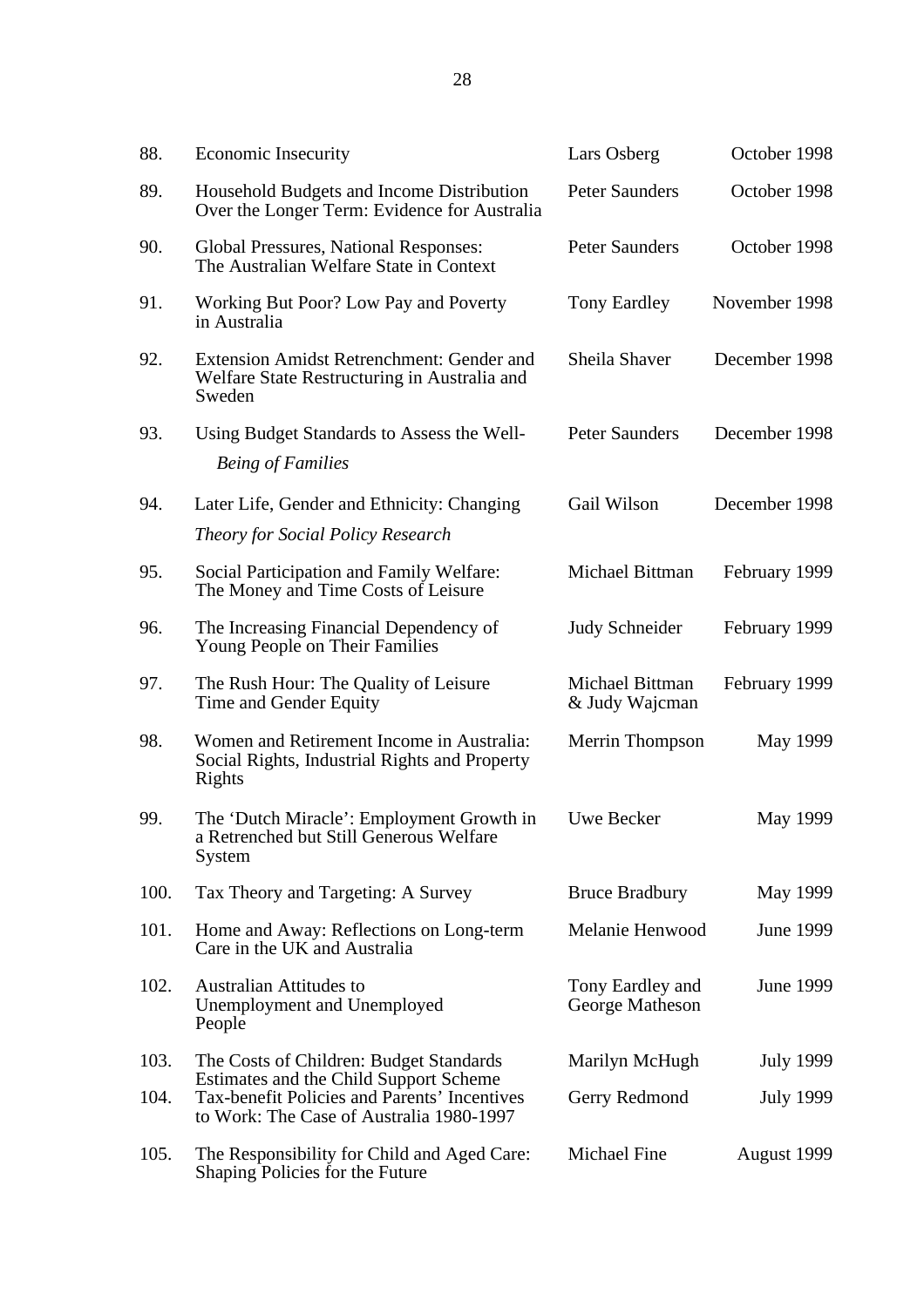| | | | |
|---|---|---|---|
| 88. | Economic Insecurity | Lars Osberg | October 1998 |
| 89. | Household Budgets and Income Distribution Over the Longer Term: Evidence for Australia | Peter Saunders | October 1998 |
| 90. | Global Pressures, National Responses: The Australian Welfare State in Context | Peter Saunders | October 1998 |
| 91. | Working But Poor? Low Pay and Poverty in Australia | Tony Eardley | November 1998 |
| 92. | Extension Amidst Retrenchment: Gender and Welfare State Restructuring in Australia and Sweden | Sheila Shaver | December 1998 |
| 93. | Using Budget Standards to Assess the Well-*Being of Families* | Peter Saunders | December 1998 |
| 94. | Later Life, Gender and Ethnicity: Changing *Theory for Social Policy Research* | Gail Wilson | December 1998 |
| 95. | Social Participation and Family Welfare: The Money and Time Costs of Leisure | Michael Bittman | February 1999 |
| 96. | The Increasing Financial Dependency of Young People on Their Families | Judy Schneider | February 1999 |
| 97. | The Rush Hour: The Quality of Leisure Time and Gender Equity | Michael Bittman & Judy Wajcman | February 1999 |
| 98. | Women and Retirement Income in Australia: Social Rights, Industrial Rights and Property Rights | Merrin Thompson | May 1999 |
| 99. | The 'Dutch Miracle': Employment Growth in a Retrenched but Still Generous Welfare System | Uwe Becker | May 1999 |
| 100. | Tax Theory and Targeting: A Survey | Bruce Bradbury | May 1999 |
| 101. | Home and Away: Reflections on Long-term Care in the UK and Australia | Melanie Henwood | June 1999 |
| 102. | Australian Attitudes to Unemployment and Unemployed People | Tony Eardley and George Matheson | June 1999 |
| 103. | The Costs of Children: Budget Standards Estimates and the Child Support Scheme | Marilyn McHugh | July 1999 |
| 104. | Tax-benefit Policies and Parents' Incentives to Work: The Case of Australia 1980-1997 | Gerry Redmond | July 1999 |
| 105. | The Responsibility for Child and Aged Care: Shaping Policies for the Future | Michael Fine | August 1999 |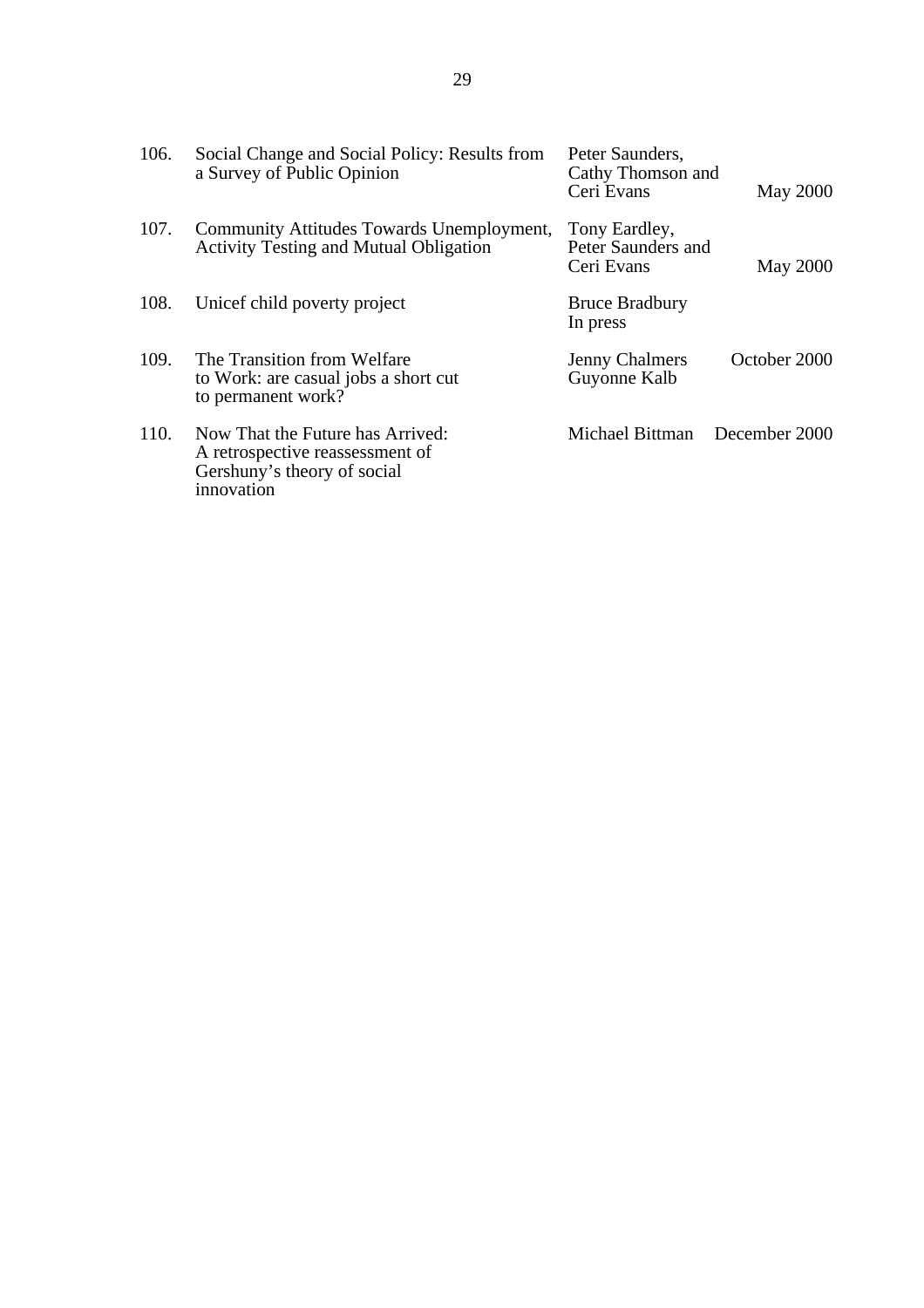| | | | |
|---|---|---|---|
| 106. | Social Change and Social Policy: Results from a Survey of Public Opinion | Peter Saunders, Cathy Thomson and Ceri Evans | May 2000 |
| 107. | Community Attitudes Towards Unemployment, Activity Testing and Mutual Obligation | Tony Eardley, Peter Saunders and Ceri Evans | May 2000 |
| 108. | Unicef child poverty project | Bruce Bradbury In press | |
| 109. | The Transition from Welfare to Work: are casual jobs a short cut to permanent work? | Jenny Chalmers Guyonne Kalb | October 2000 |
| 110. | Now That the Future has Arrived: A retrospective reassessment of Gershuny's theory of social innovation | Michael Bittman | December 2000 |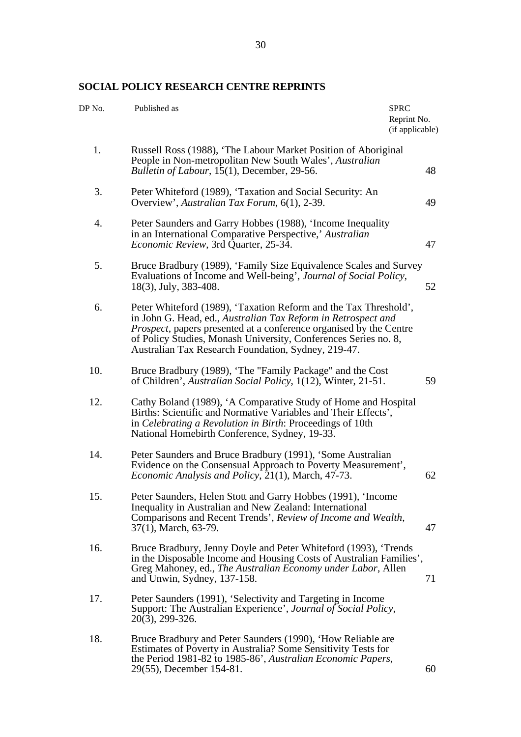## SOCIAL POLICY RESEARCH CENTRE REPRINTS

| DP No. | Published as | SPRC Reprint No. (if applicable) |
|---|---|---|
| 1. | Russell Ross (1988), 'The Labour Market Position of Aboriginal People in Non-metropolitan New South Wales', *Australian Bulletin of Labour*, 15(1), December, 29-56. | 48 |
| 3. | Peter Whiteford (1989), 'Taxation and Social Security: An Overview', *Australian Tax Forum*, 6(1), 2-39. | 49 |
| 4. | Peter Saunders and Garry Hobbes (1988), 'Income Inequality in an International Comparative Perspective,' *Australian Economic Review*, 3rd Quarter, 25-34. | 47 |
| 5. | Bruce Bradbury (1989), 'Family Size Equivalence Scales and Survey Evaluations of Income and Well-being', *Journal of Social Policy*, 18(3), July, 383-408. | 52 |
| 6. | Peter Whiteford (1989), 'Taxation Reform and the Tax Threshold', in John G. Head, ed., *Australian Tax Reform in Retrospect and Prospect*, papers presented at a conference organised by the Centre of Policy Studies, Monash University, Conferences Series no. 8, Australian Tax Research Foundation, Sydney, 219-47. | |
| 10. | Bruce Bradbury (1989), 'The "Family Package" and the Cost of Children', *Australian Social Policy*, 1(12), Winter, 21-51. | 59 |
| 12. | Cathy Boland (1989), 'A Comparative Study of Home and Hospital Births: Scientific and Normative Variables and Their Effects', in *Celebrating a Revolution in Birth*: Proceedings of 10th National Homebirth Conference, Sydney, 19-33. | |
| 14. | Peter Saunders and Bruce Bradbury (1991), 'Some Australian Evidence on the Consensual Approach to Poverty Measurement', *Economic Analysis and Policy*, 21(1), March, 47-73. | 62 |
| 15. | Peter Saunders, Helen Stott and Garry Hobbes (1991), 'Income Inequality in Australian and New Zealand: International Comparisons and Recent Trends', *Review of Income and Wealth*, 37(1), March, 63-79. | 47 |
| 16. | Bruce Bradbury, Jenny Doyle and Peter Whiteford (1993), 'Trends in the Disposable Income and Housing Costs of Australian Families', Greg Mahoney, ed., *The Australian Economy under Labor*, Allen and Unwin, Sydney, 137-158. | 71 |
| 17. | Peter Saunders (1991), 'Selectivity and Targeting in Income Support: The Australian Experience', *Journal of Social Policy*, 20(3), 299-326. | |
| 18. | Bruce Bradbury and Peter Saunders (1990), 'How Reliable are Estimates of Poverty in Australia? Some Sensitivity Tests for the Period 1981-82 to 1985-86', *Australian Economic Papers*, 29(55), December 154-81. | 60 |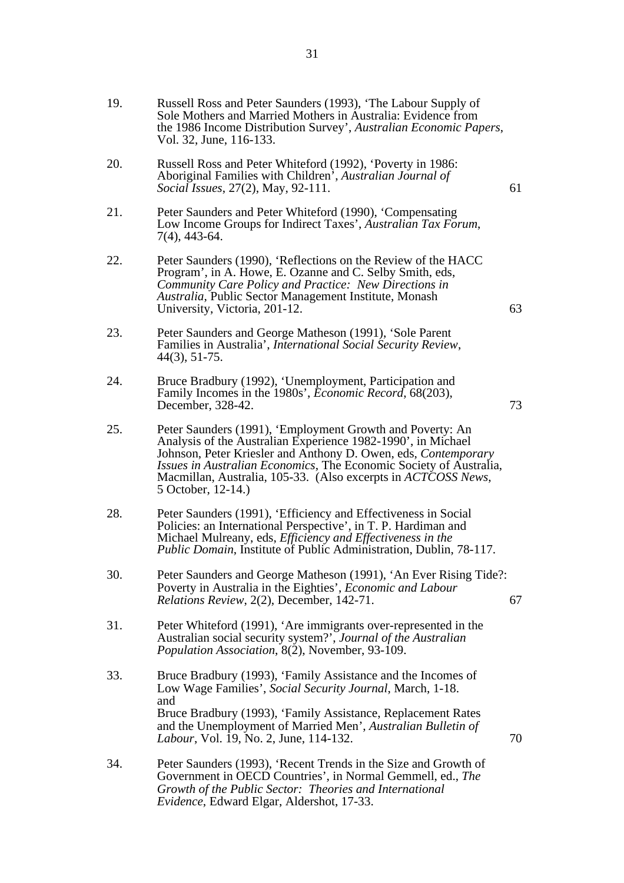19. Russell Ross and Peter Saunders (1993), 'The Labour Supply of Sole Mothers and Married Mothers in Australia: Evidence from the 1986 Income Distribution Survey', *Australian Economic Papers*, Vol. 32, June, 116-133.

20. Russell Ross and Peter Whiteford (1992), 'Poverty in 1986: Aboriginal Families with Children', *Australian Journal of Social Issues*, 27(2), May, 92-111. 61

21. Peter Saunders and Peter Whiteford (1990), 'Compensating Low Income Groups for Indirect Taxes', *Australian Tax Forum*, 7(4), 443-64.

22. Peter Saunders (1990), 'Reflections on the Review of the HACC Program', in A. Howe, E. Ozanne and C. Selby Smith, eds, *Community Care Policy and Practice: New Directions in Australia*, Public Sector Management Institute, Monash University, Victoria, 201-12. 63

23. Peter Saunders and George Matheson (1991), 'Sole Parent Families in Australia', *International Social Security Review*, 44(3), 51-75.

24. Bruce Bradbury (1992), 'Unemployment, Participation and Family Incomes in the 1980s', *Economic Record*, 68(203), December, 328-42. 73

25. Peter Saunders (1991), 'Employment Growth and Poverty: An Analysis of the Australian Experience 1982-1990', in Michael Johnson, Peter Kriesler and Anthony D. Owen, eds, *Contemporary Issues in Australian Economics*, The Economic Society of Australia, Macmillan, Australia, 105-33. (Also excerpts in *ACTCOSS News*, 5 October, 12-14.)

28. Peter Saunders (1991), 'Efficiency and Effectiveness in Social Policies: an International Perspective', in T. P. Hardiman and Michael Mulreany, eds, *Efficiency and Effectiveness in the Public Domain*, Institute of Public Administration, Dublin, 78-117.

30. Peter Saunders and George Matheson (1991), 'An Ever Rising Tide?: Poverty in Australia in the Eighties', *Economic and Labour Relations Review*, 2(2), December, 142-71. 67

31. Peter Whiteford (1991), 'Are immigrants over-represented in the Australian social security system?', *Journal of the Australian Population Association*, 8(2), November, 93-109.

33. Bruce Bradbury (1993), 'Family Assistance and the Incomes of Low Wage Families', *Social Security Journal*, March, 1-18.
and
Bruce Bradbury (1993), 'Family Assistance, Replacement Rates and the Unemployment of Married Men', *Australian Bulletin of Labour*, Vol. 19, No. 2, June, 114-132. 70

34. Peter Saunders (1993), 'Recent Trends in the Size and Growth of Government in OECD Countries', in Normal Gemmell, ed., *The Growth of the Public Sector: Theories and International Evidence*, Edward Elgar, Aldershot, 17-33.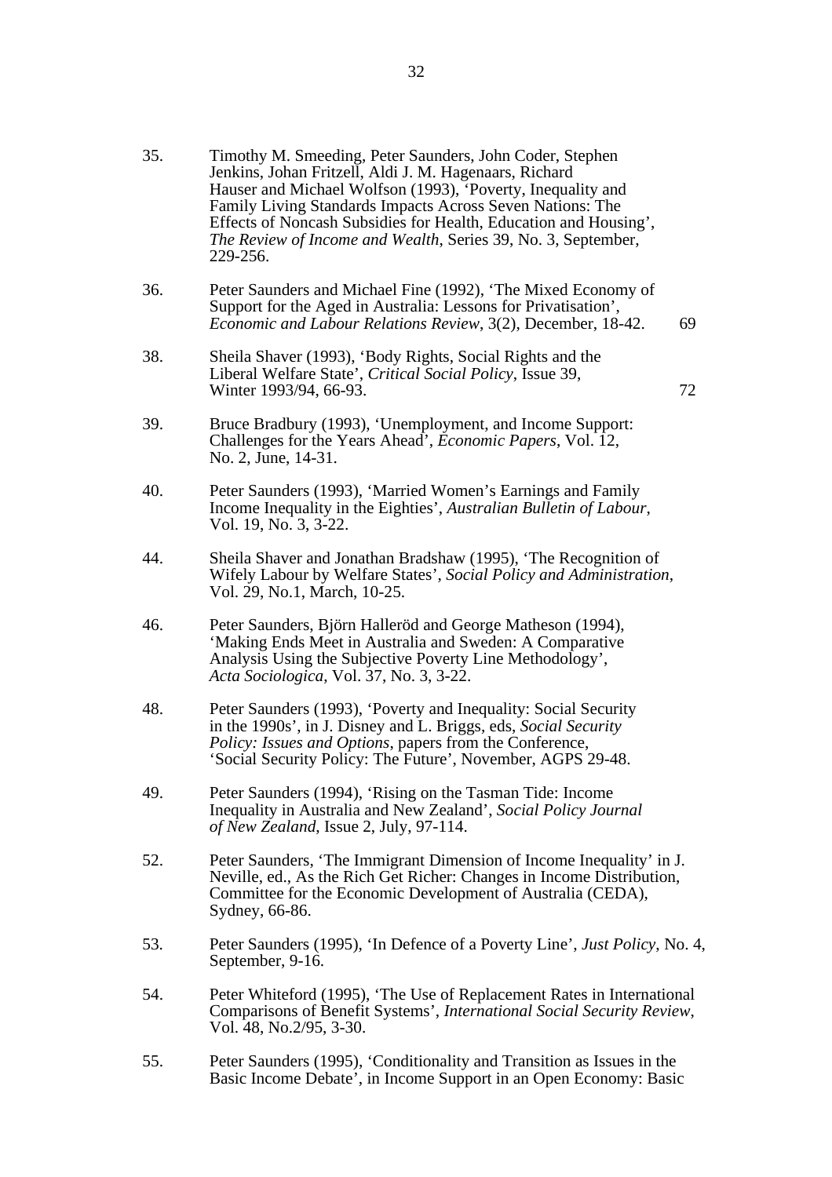35. Timothy M. Smeeding, Peter Saunders, John Coder, Stephen Jenkins, Johan Fritzell, Aldi J. M. Hagenaars, Richard Hauser and Michael Wolfson (1993), 'Poverty, Inequality and Family Living Standards Impacts Across Seven Nations: The Effects of Noncash Subsidies for Health, Education and Housing', *The Review of Income and Wealth*, Series 39, No. 3, September, 229-256.

36. Peter Saunders and Michael Fine (1992), 'The Mixed Economy of Support for the Aged in Australia: Lessons for Privatisation', *Economic and Labour Relations Review*, 3(2), December, 18-42. 69

38. Sheila Shaver (1993), 'Body Rights, Social Rights and the Liberal Welfare State', *Critical Social Policy*, Issue 39, Winter 1993/94, 66-93. 72

39. Bruce Bradbury (1993), 'Unemployment, and Income Support: Challenges for the Years Ahead', *Economic Papers*, Vol. 12, No. 2, June, 14-31.

40. Peter Saunders (1993), 'Married Women's Earnings and Family Income Inequality in the Eighties', *Australian Bulletin of Labour*, Vol. 19, No. 3, 3-22.

44. Sheila Shaver and Jonathan Bradshaw (1995), 'The Recognition of Wifely Labour by Welfare States', *Social Policy and Administration*, Vol. 29, No.1, March, 10-25.

46. Peter Saunders, Björn Halleröd and George Matheson (1994), 'Making Ends Meet in Australia and Sweden: A Comparative Analysis Using the Subjective Poverty Line Methodology', *Acta Sociologica*, Vol. 37, No. 3, 3-22.

48. Peter Saunders (1993), 'Poverty and Inequality: Social Security in the 1990s', in J. Disney and L. Briggs, eds, *Social Security Policy: Issues and Options*, papers from the Conference, 'Social Security Policy: The Future', November, AGPS 29-48.

49. Peter Saunders (1994), 'Rising on the Tasman Tide: Income Inequality in Australia and New Zealand', *Social Policy Journal of New Zealand*, Issue 2, July, 97-114.

52. Peter Saunders, 'The Immigrant Dimension of Income Inequality' in J. Neville, ed., As the Rich Get Richer: Changes in Income Distribution, Committee for the Economic Development of Australia (CEDA), Sydney, 66-86.

53. Peter Saunders (1995), 'In Defence of a Poverty Line', *Just Policy*, No. 4, September, 9-16.

54. Peter Whiteford (1995), 'The Use of Replacement Rates in International Comparisons of Benefit Systems', *International Social Security Review*, Vol. 48, No.2/95, 3-30.

55. Peter Saunders (1995), 'Conditionality and Transition as Issues in the Basic Income Debate', in Income Support in an Open Economy: Basic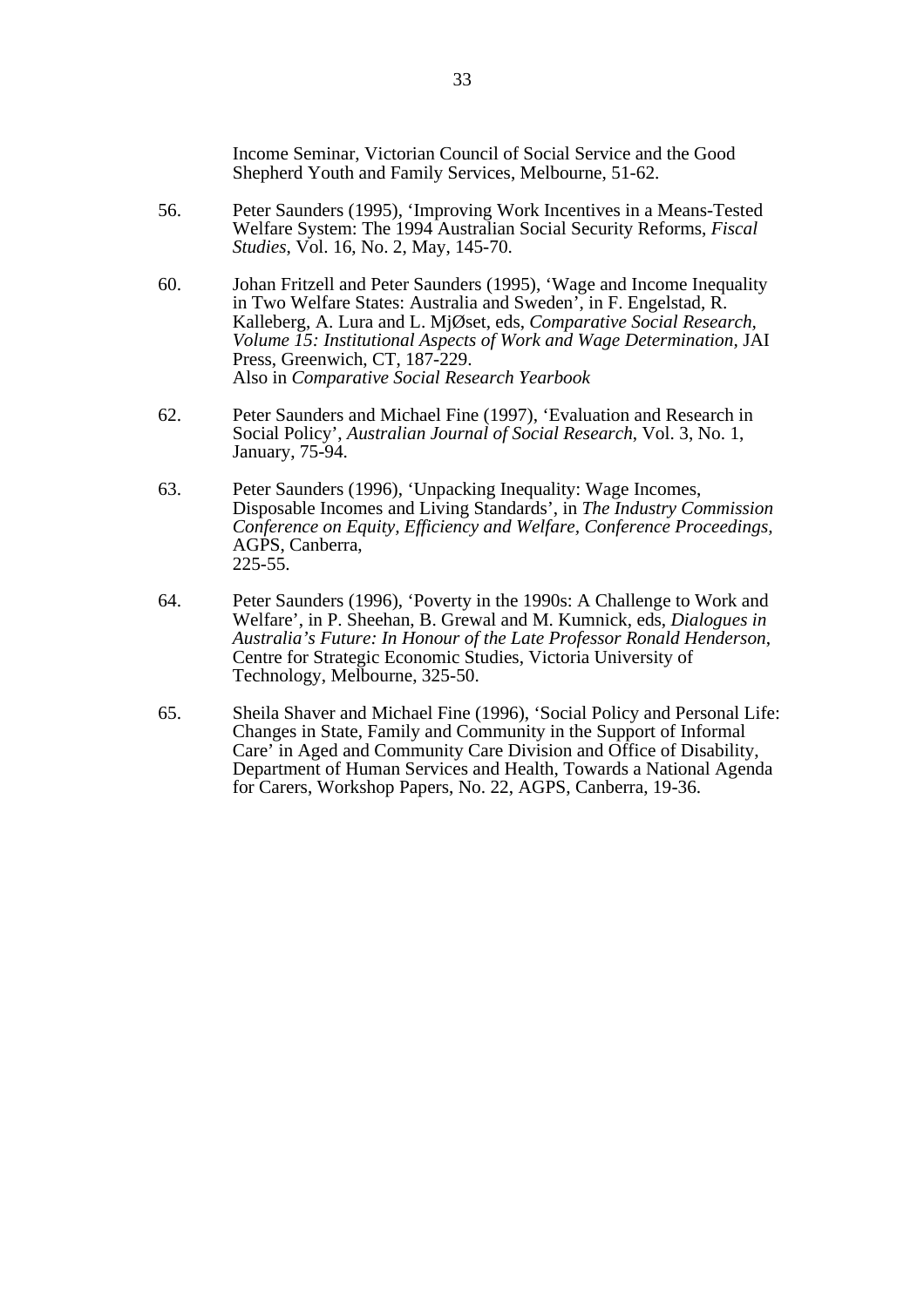Income Seminar, Victorian Council of Social Service and the Good Shepherd Youth and Family Services, Melbourne, 51-62.

56. Peter Saunders (1995), ‘Improving Work Incentives in a Means-Tested Welfare System: The 1994 Australian Social Security Reforms, *Fiscal Studies*, Vol. 16, No. 2, May, 145-70.

60. Johan Fritzell and Peter Saunders (1995), ‘Wage and Income Inequality in Two Welfare States: Australia and Sweden’, in F. Engelstad, R. Kalleberg, A. Lura and L. MjØset, eds, *Comparative Social Research, Volume 15: Institutional Aspects of Work and Wage Determination*, JAI Press, Greenwich, CT, 187-229.
Also in *Comparative Social Research Yearbook*

62. Peter Saunders and Michael Fine (1997), ‘Evaluation and Research in Social Policy’, *Australian Journal of Social Research*, Vol. 3, No. 1, January, 75-94.

63. Peter Saunders (1996), ‘Unpacking Inequality: Wage Incomes, Disposable Incomes and Living Standards’, in *The Industry Commission Conference on Equity, Efficiency and Welfare, Conference Proceedings*, AGPS, Canberra, 225-55.

64. Peter Saunders (1996), ‘Poverty in the 1990s: A Challenge to Work and Welfare’, in P. Sheehan, B. Grewal and M. Kumnick, eds, *Dialogues in Australia’s Future: In Honour of the Late Professor Ronald Henderson*, Centre for Strategic Economic Studies, Victoria University of Technology, Melbourne, 325-50.

65. Sheila Shaver and Michael Fine (1996), ‘Social Policy and Personal Life: Changes in State, Family and Community in the Support of Informal Care’ in Aged and Community Care Division and Office of Disability, Department of Human Services and Health, Towards a National Agenda for Carers, Workshop Papers, No. 22, AGPS, Canberra, 19-36.